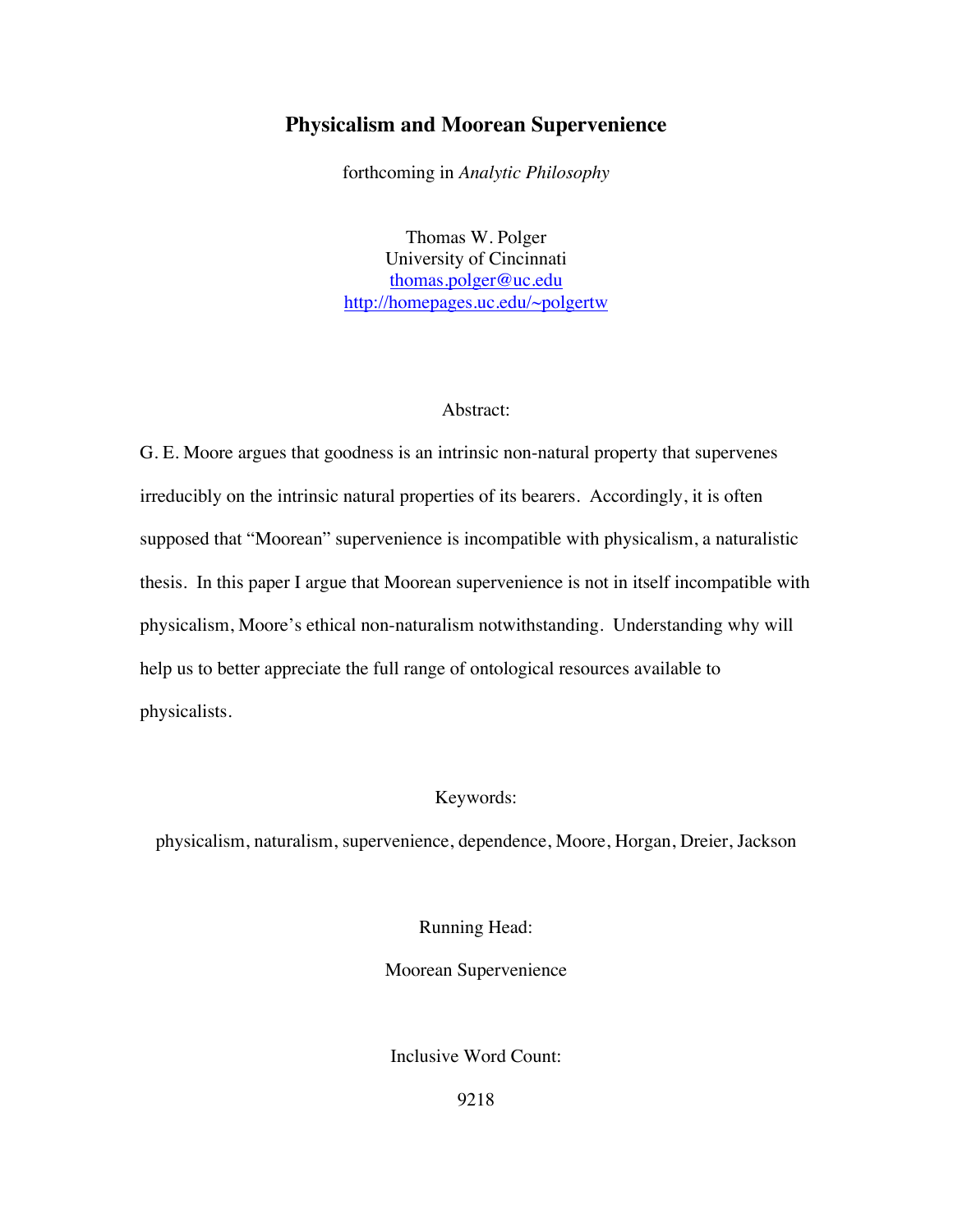# Physicalism and Moorean Supervenience

forthcoming in *Analytic Philosophy*

Thomas W. Polger
University of Cincinnati
thomas.polger@uc.edu
http://homepages.uc.edu/~polgertw

Abstract:

G. E. Moore argues that goodness is an intrinsic non-natural property that supervenes irreducibly on the intrinsic natural properties of its bearers. Accordingly, it is often supposed that "Moorean" supervenience is incompatible with physicalism, a naturalistic thesis. In this paper I argue that Moorean supervenience is not in itself incompatible with physicalism, Moore's ethical non-naturalism notwithstanding. Understanding why will help us to better appreciate the full range of ontological resources available to physicalists.

Keywords:

physicalism, naturalism, supervenience, dependence, Moore, Horgan, Dreier, Jackson

Running Head:

Moorean Supervenience

Inclusive Word Count:

9218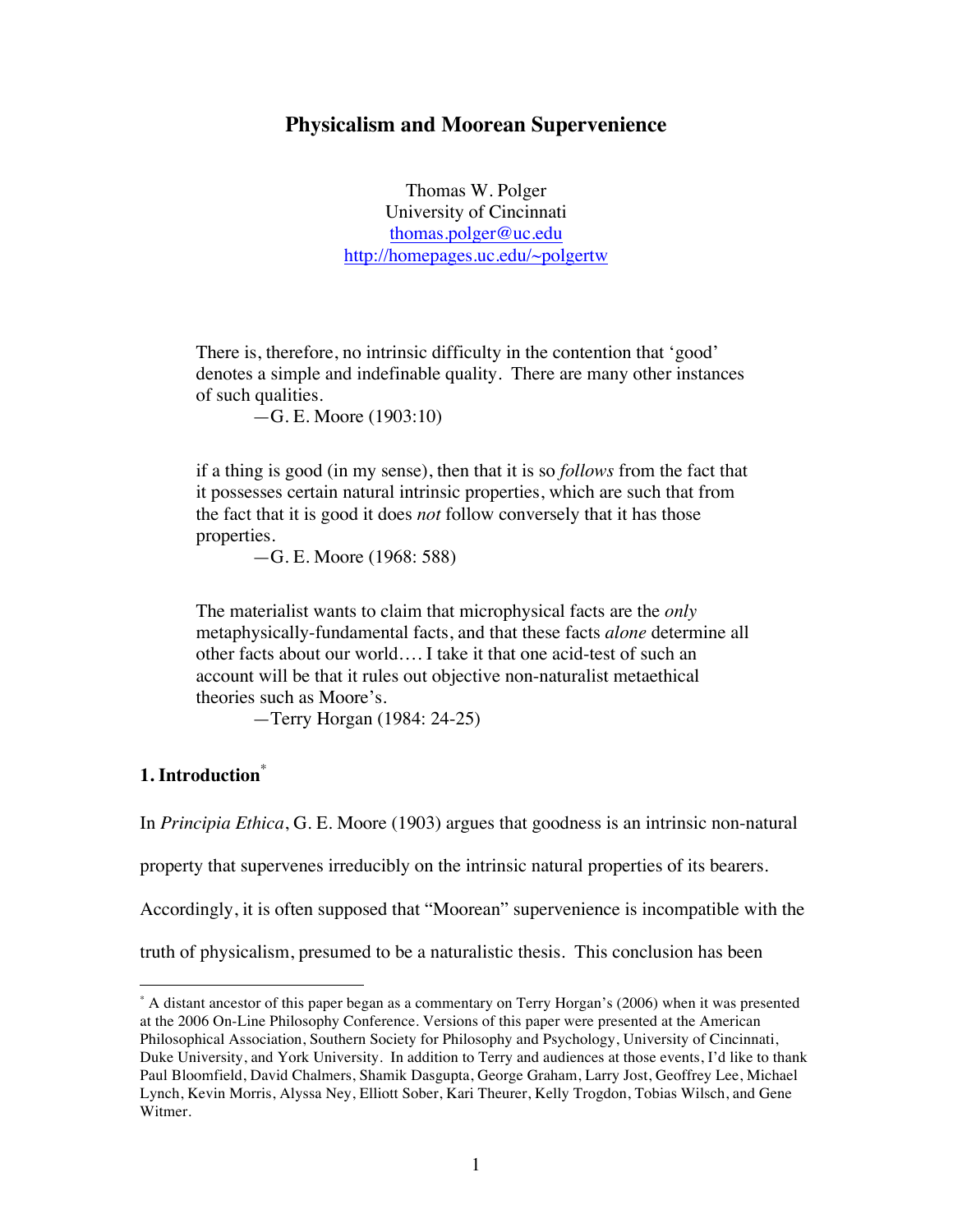# Physicalism and Moorean Supervenience

Thomas W. Polger
University of Cincinnati
thomas.polger@uc.edu
http://homepages.uc.edu/~polgertw

> There is, therefore, no intrinsic difficulty in the contention that 'good' denotes a simple and indefinable quality. There are many other instances of such qualities.
>
> —G. E. Moore (1903:10)

> if a thing is good (in my sense), then that it is so *follows* from the fact that it possesses certain natural intrinsic properties, which are such that from the fact that it is good it does *not* follow conversely that it has those properties.
>
> —G. E. Moore (1968: 588)

> The materialist wants to claim that microphysical facts are the *only* metaphysically-fundamental facts, and that these facts *alone* determine all other facts about our world.… I take it that one acid-test of such an account will be that it rules out objective non-naturalist metaethical theories such as Moore's.
>
> —Terry Horgan (1984: 24-25)

## 1. Introduction[*]

In *Principia Ethica*, G. E. Moore (1903) argues that goodness is an intrinsic non-natural property that supervenes irreducibly on the intrinsic natural properties of its bearers. Accordingly, it is often supposed that "Moorean" supervenience is incompatible with the truth of physicalism, presumed to be a naturalistic thesis. This conclusion has been

---

[*] A distant ancestor of this paper began as a commentary on Terry Horgan's (2006) when it was presented at the 2006 On-Line Philosophy Conference. Versions of this paper were presented at the American Philosophical Association, Southern Society for Philosophy and Psychology, University of Cincinnati, Duke University, and York University. In addition to Terry and audiences at those events, I'd like to thank Paul Bloomfield, David Chalmers, Shamik Dasgupta, George Graham, Larry Jost, Geoffrey Lee, Michael Lynch, Kevin Morris, Alyssa Ney, Elliott Sober, Kari Theurer, Kelly Trogdon, Tobias Wilsch, and Gene Witmer.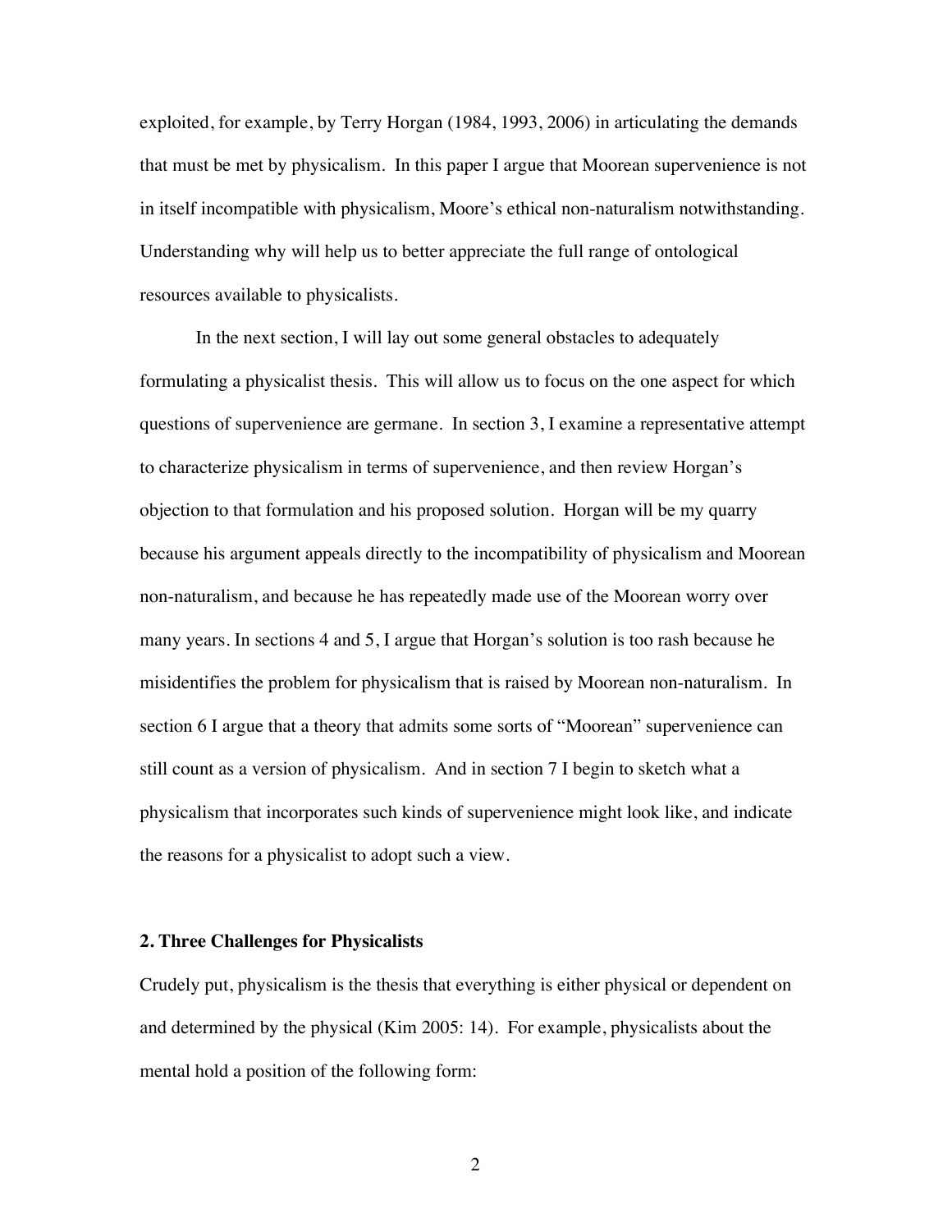exploited, for example, by Terry Horgan (1984, 1993, 2006) in articulating the demands that must be met by physicalism. In this paper I argue that Moorean supervenience is not in itself incompatible with physicalism, Moore's ethical non-naturalism notwithstanding. Understanding why will help us to better appreciate the full range of ontological resources available to physicalists.

In the next section, I will lay out some general obstacles to adequately formulating a physicalist thesis. This will allow us to focus on the one aspect for which questions of supervenience are germane. In section 3, I examine a representative attempt to characterize physicalism in terms of supervenience, and then review Horgan's objection to that formulation and his proposed solution. Horgan will be my quarry because his argument appeals directly to the incompatibility of physicalism and Moorean non-naturalism, and because he has repeatedly made use of the Moorean worry over many years. In sections 4 and 5, I argue that Horgan's solution is too rash because he misidentifies the problem for physicalism that is raised by Moorean non-naturalism. In section 6 I argue that a theory that admits some sorts of "Moorean" supervenience can still count as a version of physicalism. And in section 7 I begin to sketch what a physicalism that incorporates such kinds of supervenience might look like, and indicate the reasons for a physicalist to adopt such a view.

## 2. Three Challenges for Physicalists

Crudely put, physicalism is the thesis that everything is either physical or dependent on and determined by the physical (Kim 2005: 14). For example, physicalists about the mental hold a position of the following form: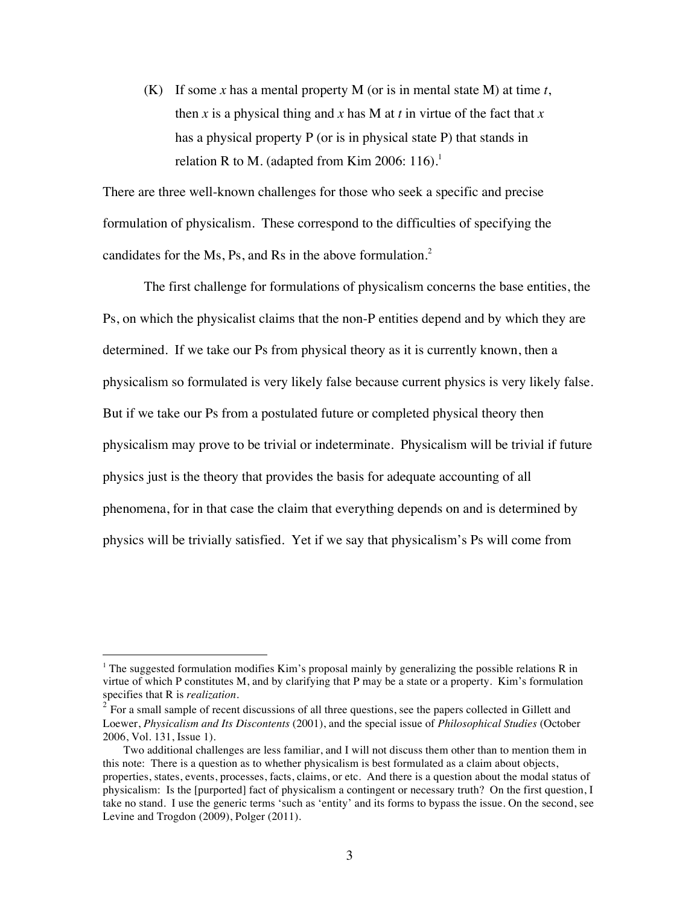(K) If some *x* has a mental property M (or is in mental state M) at time *t*, then *x* is a physical thing and *x* has M at *t* in virtue of the fact that *x* has a physical property P (or is in physical state P) that stands in relation R to M. (adapted from Kim 2006: 116).[1]

There are three well-known challenges for those who seek a specific and precise formulation of physicalism. These correspond to the difficulties of specifying the candidates for the Ms, Ps, and Rs in the above formulation.[2]

The first challenge for formulations of physicalism concerns the base entities, the Ps, on which the physicalist claims that the non-P entities depend and by which they are determined. If we take our Ps from physical theory as it is currently known, then a physicalism so formulated is very likely false because current physics is very likely false. But if we take our Ps from a postulated future or completed physical theory then physicalism may prove to be trivial or indeterminate. Physicalism will be trivial if future physics just is the theory that provides the basis for adequate accounting of all phenomena, for in that case the claim that everything depends on and is determined by physics will be trivially satisfied. Yet if we say that physicalism's Ps will come from

---

[1] The suggested formulation modifies Kim's proposal mainly by generalizing the possible relations R in virtue of which P constitutes M, and by clarifying that P may be a state or a property. Kim's formulation specifies that R is *realization*.

[2] For a small sample of recent discussions of all three questions, see the papers collected in Gillett and Loewer, *Physicalism and Its Discontents* (2001), and the special issue of *Philosophical Studies* (October 2006, Vol. 131, Issue 1).

Two additional challenges are less familiar, and I will not discuss them other than to mention them in this note: There is a question as to whether physicalism is best formulated as a claim about objects, properties, states, events, processes, facts, claims, or etc. And there is a question about the modal status of physicalism: Is the [purported] fact of physicalism a contingent or necessary truth? On the first question, I take no stand. I use the generic terms 'such as 'entity' and its forms to bypass the issue. On the second, see Levine and Trogdon (2009), Polger (2011).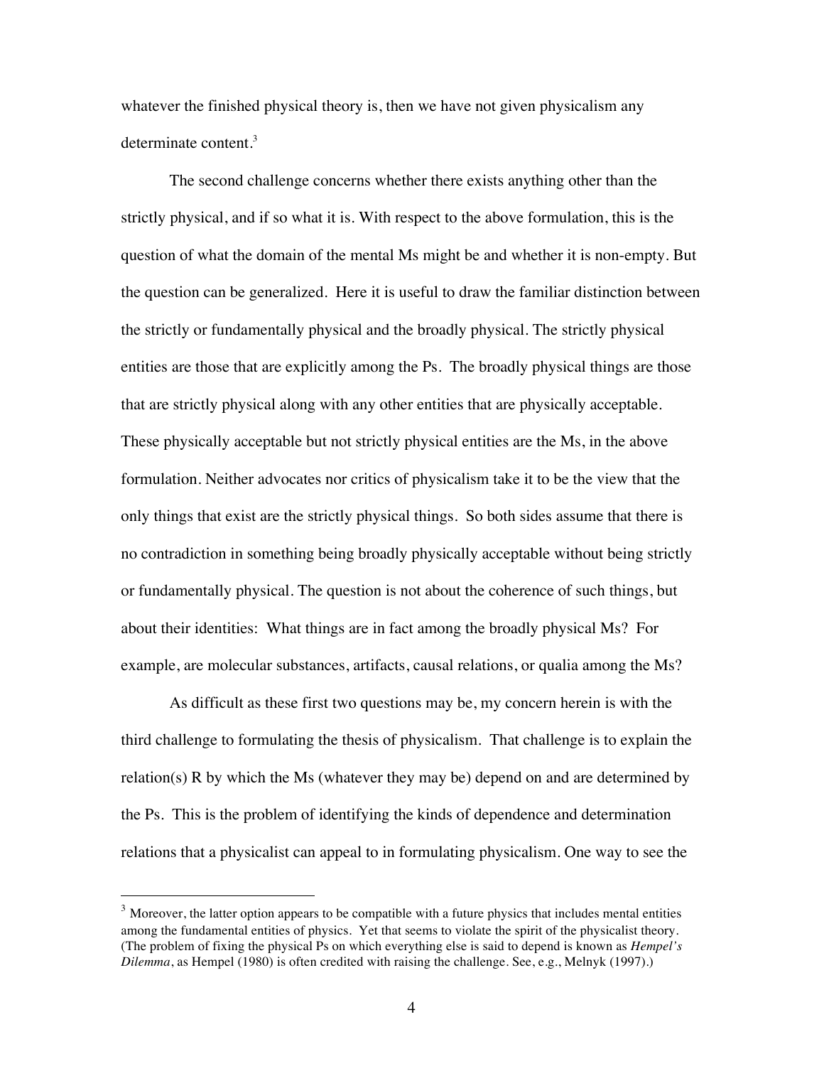whatever the finished physical theory is, then we have not given physicalism any determinate content.[3]

The second challenge concerns whether there exists anything other than the strictly physical, and if so what it is. With respect to the above formulation, this is the question of what the domain of the mental Ms might be and whether it is non-empty. But the question can be generalized. Here it is useful to draw the familiar distinction between the strictly or fundamentally physical and the broadly physical. The strictly physical entities are those that are explicitly among the Ps. The broadly physical things are those that are strictly physical along with any other entities that are physically acceptable. These physically acceptable but not strictly physical entities are the Ms, in the above formulation. Neither advocates nor critics of physicalism take it to be the view that the only things that exist are the strictly physical things. So both sides assume that there is no contradiction in something being broadly physically acceptable without being strictly or fundamentally physical. The question is not about the coherence of such things, but about their identities: What things are in fact among the broadly physical Ms? For example, are molecular substances, artifacts, causal relations, or qualia among the Ms?

As difficult as these first two questions may be, my concern herein is with the third challenge to formulating the thesis of physicalism. That challenge is to explain the relation(s) R by which the Ms (whatever they may be) depend on and are determined by the Ps. This is the problem of identifying the kinds of dependence and determination relations that a physicalist can appeal to in formulating physicalism. One way to see the

[3] Moreover, the latter option appears to be compatible with a future physics that includes mental entities among the fundamental entities of physics. Yet that seems to violate the spirit of the physicalist theory. (The problem of fixing the physical Ps on which everything else is said to depend is known as *Hempel's Dilemma*, as Hempel (1980) is often credited with raising the challenge. See, e.g., Melnyk (1997).)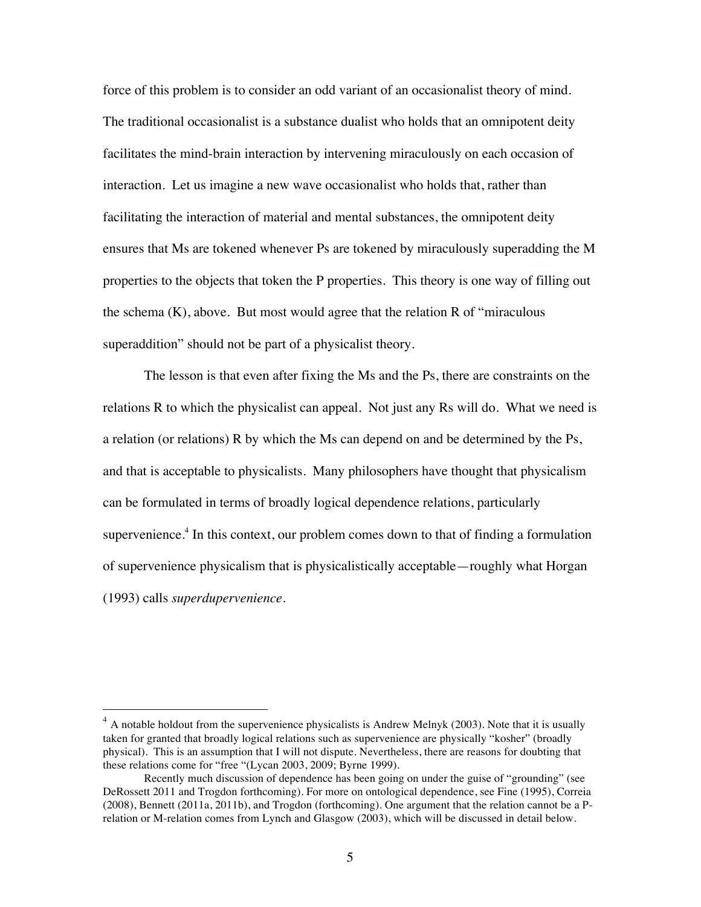force of this problem is to consider an odd variant of an occasionalist theory of mind. The traditional occasionalist is a substance dualist who holds that an omnipotent deity facilitates the mind-brain interaction by intervening miraculously on each occasion of interaction. Let us imagine a new wave occasionalist who holds that, rather than facilitating the interaction of material and mental substances, the omnipotent deity ensures that Ms are tokened whenever Ps are tokened by miraculously superadding the M properties to the objects that token the P properties. This theory is one way of filling out the schema (K), above. But most would agree that the relation R of "miraculous superaddition" should not be part of a physicalist theory.

The lesson is that even after fixing the Ms and the Ps, there are constraints on the relations R to which the physicalist can appeal. Not just any Rs will do. What we need is a relation (or relations) R by which the Ms can depend on and be determined by the Ps, and that is acceptable to physicalists. Many philosophers have thought that physicalism can be formulated in terms of broadly logical dependence relations, particularly supervenience.[4] In this context, our problem comes down to that of finding a formulation of supervenience physicalism that is physicalistically acceptable—roughly what Horgan (1993) calls *superdupervenience*.

---

[4] A notable holdout from the supervenience physicalists is Andrew Melnyk (2003). Note that it is usually taken for granted that broadly logical relations such as supervenience are physically "kosher" (broadly physical). This is an assumption that I will not dispute. Nevertheless, there are reasons for doubting that these relations come for "free "(Lycan 2003, 2009; Byrne 1999).

Recently much discussion of dependence has been going on under the guise of "grounding" (see DeRossett 2011 and Trogdon forthcoming). For more on ontological dependence, see Fine (1995), Correia (2008), Bennett (2011a, 2011b), and Trogdon (forthcoming). One argument that the relation cannot be a P-relation or M-relation comes from Lynch and Glasgow (2003), which will be discussed in detail below.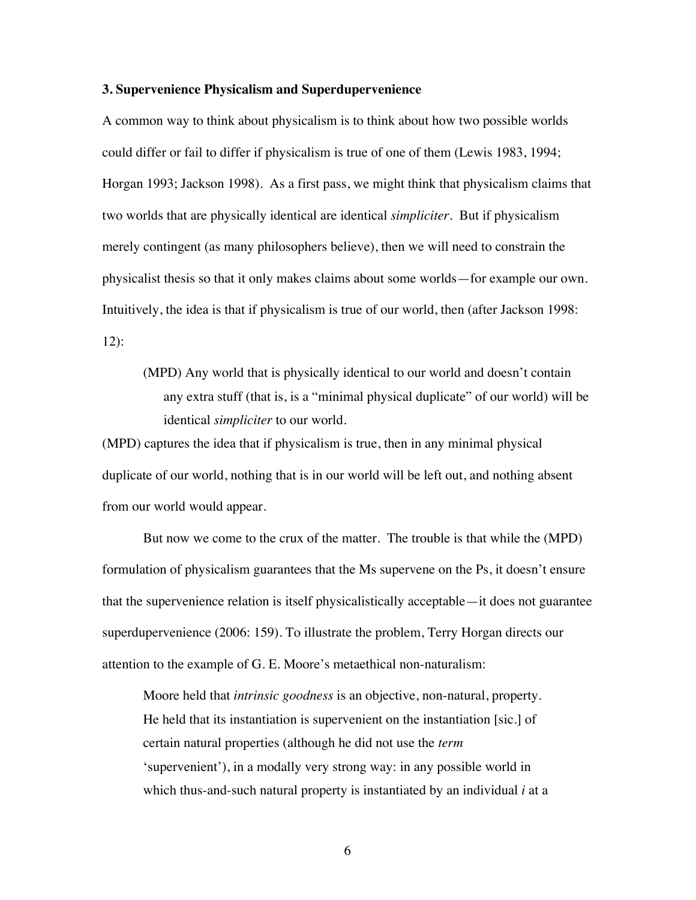### 3. Supervenience Physicalism and Superdupervenience

A common way to think about physicalism is to think about how two possible worlds could differ or fail to differ if physicalism is true of one of them (Lewis 1983, 1994; Horgan 1993; Jackson 1998). As a first pass, we might think that physicalism claims that two worlds that are physically identical are identical *simpliciter*. But if physicalism merely contingent (as many philosophers believe), then we will need to constrain the physicalist thesis so that it only makes claims about some worlds—for example our own. Intuitively, the idea is that if physicalism is true of our world, then (after Jackson 1998: 12):

> (MPD) Any world that is physically identical to our world and doesn't contain any extra stuff (that is, is a "minimal physical duplicate" of our world) will be identical *simpliciter* to our world.

(MPD) captures the idea that if physicalism is true, then in any minimal physical duplicate of our world, nothing that is in our world will be left out, and nothing absent from our world would appear.

But now we come to the crux of the matter. The trouble is that while the (MPD) formulation of physicalism guarantees that the Ms supervene on the Ps, it doesn't ensure that the supervenience relation is itself physicalistically acceptable—it does not guarantee superdupervenience (2006: 159). To illustrate the problem, Terry Horgan directs our attention to the example of G. E. Moore's metaethical non-naturalism:

> Moore held that *intrinsic goodness* is an objective, non-natural, property. He held that its instantiation is supervenient on the instantiation [sic.] of certain natural properties (although he did not use the *term* 'supervenient'), in a modally very strong way: in any possible world in which thus-and-such natural property is instantiated by an individual *i* at a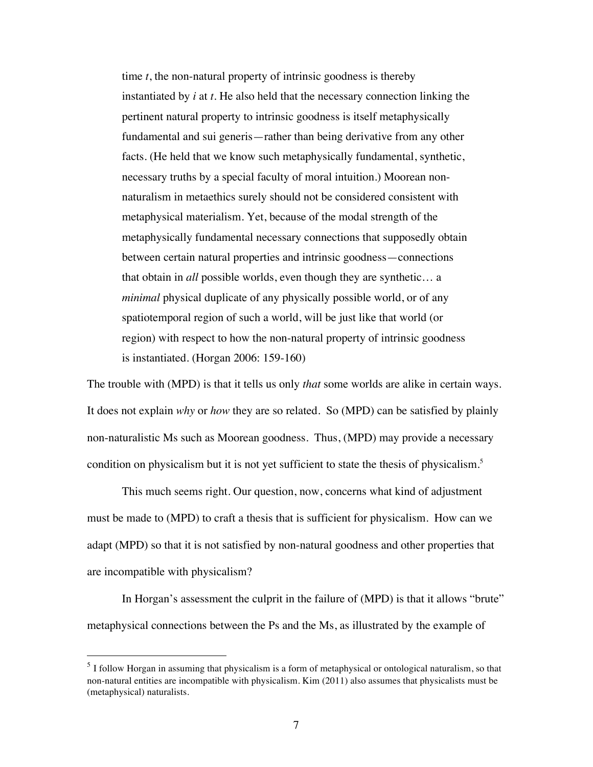> time *t*, the non-natural property of intrinsic goodness is thereby instantiated by *i* at *t*. He also held that the necessary connection linking the pertinent natural property to intrinsic goodness is itself metaphysically fundamental and sui generis—rather than being derivative from any other facts. (He held that we know such metaphysically fundamental, synthetic, necessary truths by a special faculty of moral intuition.) Moorean non-naturalism in metaethics surely should not be considered consistent with metaphysical materialism. Yet, because of the modal strength of the metaphysically fundamental necessary connections that supposedly obtain between certain natural properties and intrinsic goodness—connections that obtain in *all* possible worlds, even though they are synthetic… a *minimal* physical duplicate of any physically possible world, or of any spatiotemporal region of such a world, will be just like that world (or region) with respect to how the non-natural property of intrinsic goodness is instantiated. (Horgan 2006: 159-160)

The trouble with (MPD) is that it tells us only *that* some worlds are alike in certain ways. It does not explain *why* or *how* they are so related. So (MPD) can be satisfied by plainly non-naturalistic Ms such as Moorean goodness. Thus, (MPD) may provide a necessary condition on physicalism but it is not yet sufficient to state the thesis of physicalism.[5]

This much seems right. Our question, now, concerns what kind of adjustment must be made to (MPD) to craft a thesis that is sufficient for physicalism. How can we adapt (MPD) so that it is not satisfied by non-natural goodness and other properties that are incompatible with physicalism?

In Horgan's assessment the culprit in the failure of (MPD) is that it allows "brute" metaphysical connections between the Ps and the Ms, as illustrated by the example of

[5] I follow Horgan in assuming that physicalism is a form of metaphysical or ontological naturalism, so that non-natural entities are incompatible with physicalism. Kim (2011) also assumes that physicalists must be (metaphysical) naturalists.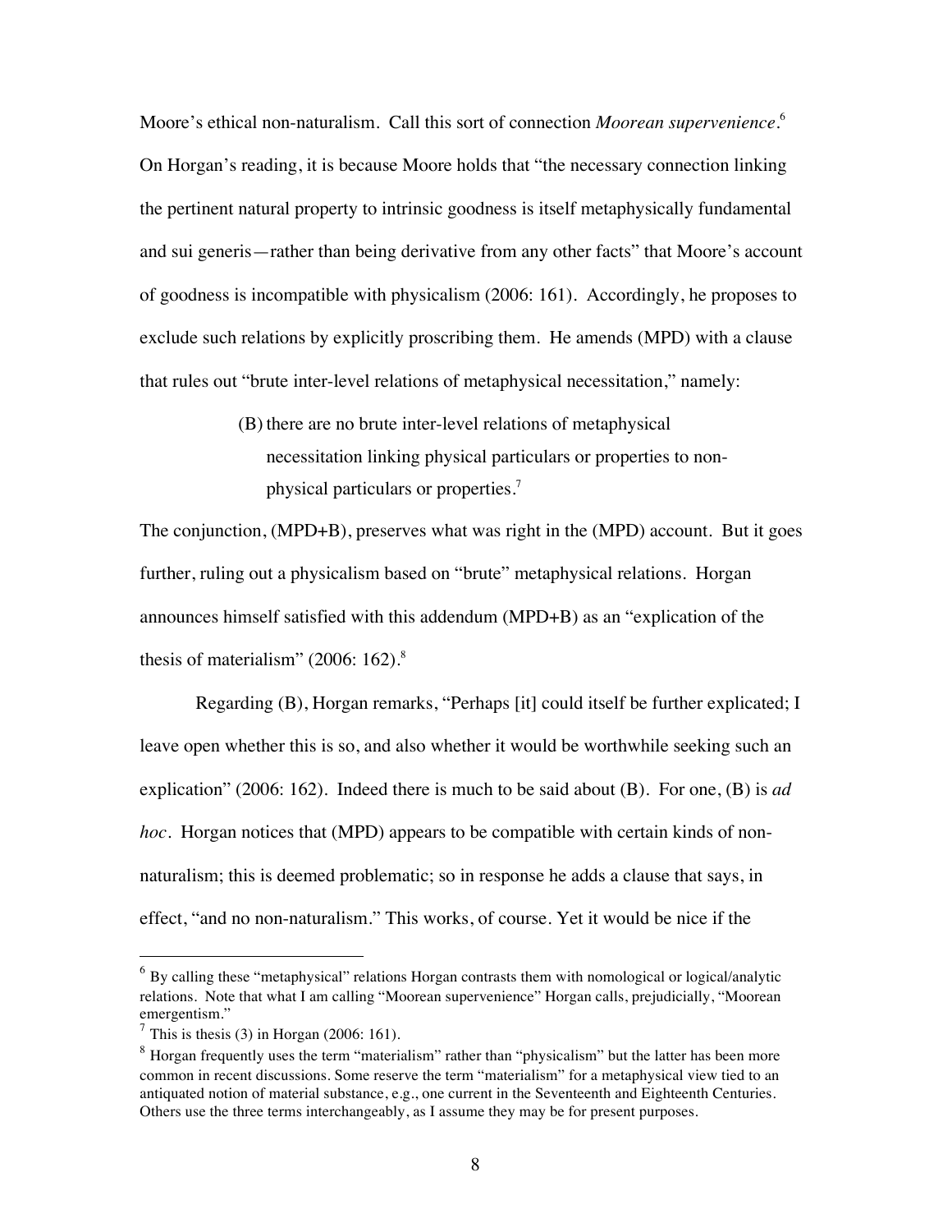Moore's ethical non-naturalism. Call this sort of connection *Moorean supervenience*.[6] On Horgan's reading, it is because Moore holds that "the necessary connection linking the pertinent natural property to intrinsic goodness is itself metaphysically fundamental and sui generis—rather than being derivative from any other facts" that Moore's account of goodness is incompatible with physicalism (2006: 161). Accordingly, he proposes to exclude such relations by explicitly proscribing them. He amends (MPD) with a clause that rules out "brute inter-level relations of metaphysical necessitation," namely:

> (B) there are no brute inter-level relations of metaphysical necessitation linking physical particulars or properties to non-physical particulars or properties.[7]

The conjunction, (MPD+B), preserves what was right in the (MPD) account. But it goes further, ruling out a physicalism based on "brute" metaphysical relations. Horgan announces himself satisfied with this addendum (MPD+B) as an "explication of the thesis of materialism" (2006: 162).[8]

Regarding (B), Horgan remarks, "Perhaps [it] could itself be further explicated; I leave open whether this is so, and also whether it would be worthwhile seeking such an explication" (2006: 162). Indeed there is much to be said about (B). For one, (B) is *ad hoc*. Horgan notices that (MPD) appears to be compatible with certain kinds of non-naturalism; this is deemed problematic; so in response he adds a clause that says, in effect, "and no non-naturalism." This works, of course. Yet it would be nice if the

---

[6] By calling these "metaphysical" relations Horgan contrasts them with nomological or logical/analytic relations. Note that what I am calling "Moorean supervenience" Horgan calls, prejudicially, "Moorean emergentism."

[7] This is thesis (3) in Horgan (2006: 161).

[8] Horgan frequently uses the term "materialism" rather than "physicalism" but the latter has been more common in recent discussions. Some reserve the term "materialism" for a metaphysical view tied to an antiquated notion of material substance, e.g., one current in the Seventeenth and Eighteenth Centuries. Others use the three terms interchangeably, as I assume they may be for present purposes.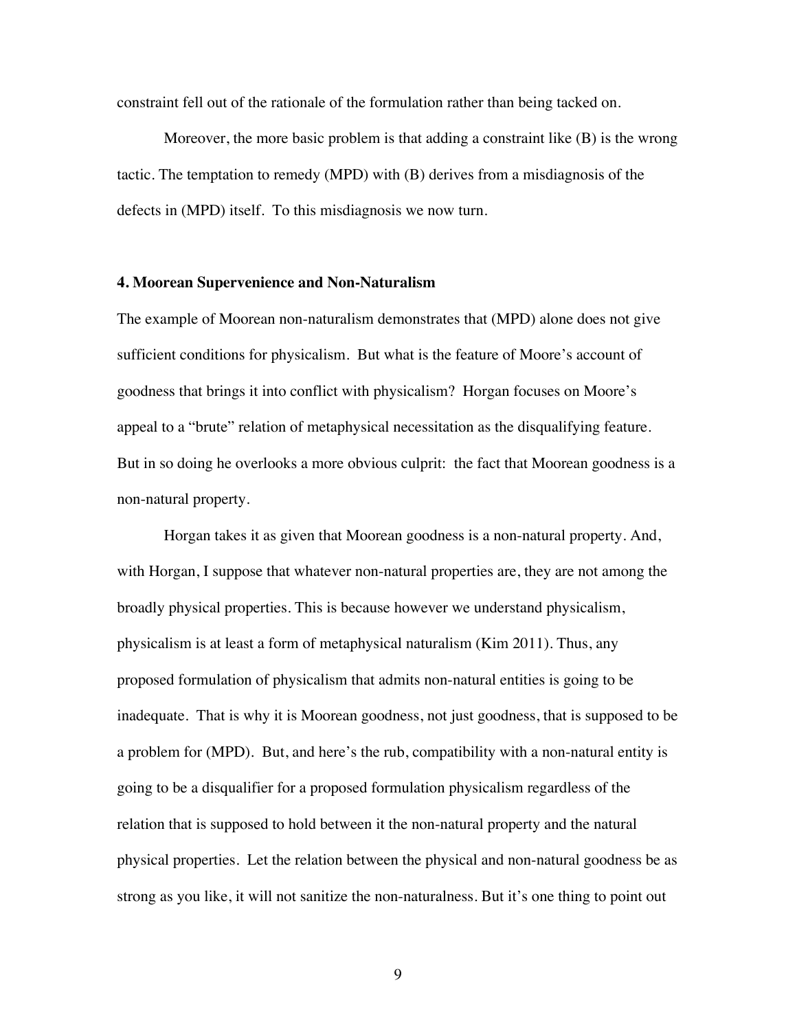constraint fell out of the rationale of the formulation rather than being tacked on.

Moreover, the more basic problem is that adding a constraint like (B) is the wrong tactic. The temptation to remedy (MPD) with (B) derives from a misdiagnosis of the defects in (MPD) itself. To this misdiagnosis we now turn.

### 4. Moorean Supervenience and Non-Naturalism

The example of Moorean non-naturalism demonstrates that (MPD) alone does not give sufficient conditions for physicalism. But what is the feature of Moore's account of goodness that brings it into conflict with physicalism? Horgan focuses on Moore's appeal to a "brute" relation of metaphysical necessitation as the disqualifying feature. But in so doing he overlooks a more obvious culprit: the fact that Moorean goodness is a non-natural property.

Horgan takes it as given that Moorean goodness is a non-natural property. And, with Horgan, I suppose that whatever non-natural properties are, they are not among the broadly physical properties. This is because however we understand physicalism, physicalism is at least a form of metaphysical naturalism (Kim 2011). Thus, any proposed formulation of physicalism that admits non-natural entities is going to be inadequate. That is why it is Moorean goodness, not just goodness, that is supposed to be a problem for (MPD). But, and here's the rub, compatibility with a non-natural entity is going to be a disqualifier for a proposed formulation physicalism regardless of the relation that is supposed to hold between it the non-natural property and the natural physical properties. Let the relation between the physical and non-natural goodness be as strong as you like, it will not sanitize the non-naturalness. But it's one thing to point out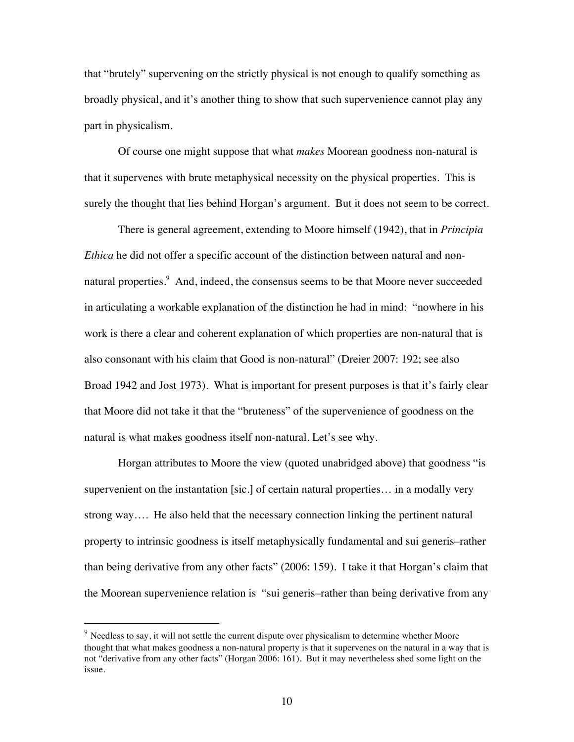that "brutely" supervening on the strictly physical is not enough to qualify something as broadly physical, and it's another thing to show that such supervenience cannot play any part in physicalism.

Of course one might suppose that what *makes* Moorean goodness non-natural is that it supervenes with brute metaphysical necessity on the physical properties. This is surely the thought that lies behind Horgan's argument. But it does not seem to be correct.

There is general agreement, extending to Moore himself (1942), that in *Principia Ethica* he did not offer a specific account of the distinction between natural and non-natural properties.[9] And, indeed, the consensus seems to be that Moore never succeeded in articulating a workable explanation of the distinction he had in mind: "nowhere in his work is there a clear and coherent explanation of which properties are non-natural that is also consonant with his claim that Good is non-natural" (Dreier 2007: 192; see also Broad 1942 and Jost 1973). What is important for present purposes is that it's fairly clear that Moore did not take it that the "bruteness" of the supervenience of goodness on the natural is what makes goodness itself non-natural. Let's see why.

Horgan attributes to Moore the view (quoted unabridged above) that goodness "is supervenient on the instantation [sic.] of certain natural properties… in a modally very strong way…. He also held that the necessary connection linking the pertinent natural property to intrinsic goodness is itself metaphysically fundamental and sui generis–rather than being derivative from any other facts" (2006: 159). I take it that Horgan's claim that the Moorean supervenience relation is "sui generis–rather than being derivative from any

[9] Needless to say, it will not settle the current dispute over physicalism to determine whether Moore thought that what makes goodness a non-natural property is that it supervenes on the natural in a way that is not "derivative from any other facts" (Horgan 2006: 161). But it may nevertheless shed some light on the issue.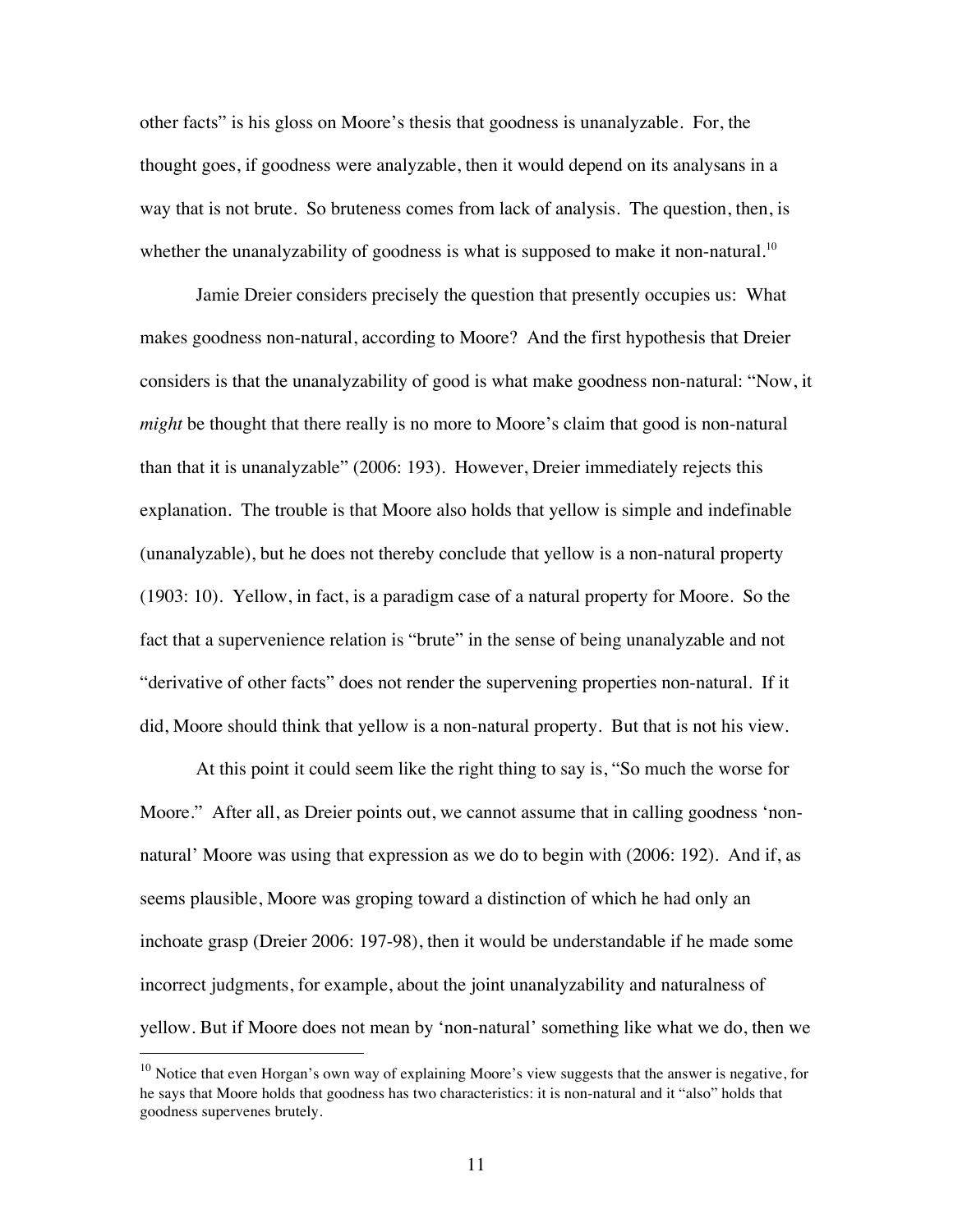other facts" is his gloss on Moore's thesis that goodness is unanalyzable. For, the thought goes, if goodness were analyzable, then it would depend on its analysans in a way that is not brute. So bruteness comes from lack of analysis. The question, then, is whether the unanalyzability of goodness is what is supposed to make it non-natural.[10]

Jamie Dreier considers precisely the question that presently occupies us: What makes goodness non-natural, according to Moore? And the first hypothesis that Dreier considers is that the unanalyzability of good is what make goodness non-natural: "Now, it *might* be thought that there really is no more to Moore's claim that good is non-natural than that it is unanalyzable" (2006: 193). However, Dreier immediately rejects this explanation. The trouble is that Moore also holds that yellow is simple and indefinable (unanalyzable), but he does not thereby conclude that yellow is a non-natural property (1903: 10). Yellow, in fact, is a paradigm case of a natural property for Moore. So the fact that a supervenience relation is "brute" in the sense of being unanalyzable and not "derivative of other facts" does not render the supervening properties non-natural. If it did, Moore should think that yellow is a non-natural property. But that is not his view.

At this point it could seem like the right thing to say is, "So much the worse for Moore." After all, as Dreier points out, we cannot assume that in calling goodness 'non-natural' Moore was using that expression as we do to begin with (2006: 192). And if, as seems plausible, Moore was groping toward a distinction of which he had only an inchoate grasp (Dreier 2006: 197-98), then it would be understandable if he made some incorrect judgments, for example, about the joint unanalyzability and naturalness of yellow. But if Moore does not mean by 'non-natural' something like what we do, then we

[10] Notice that even Horgan's own way of explaining Moore's view suggests that the answer is negative, for he says that Moore holds that goodness has two characteristics: it is non-natural and it "also" holds that goodness supervenes brutely.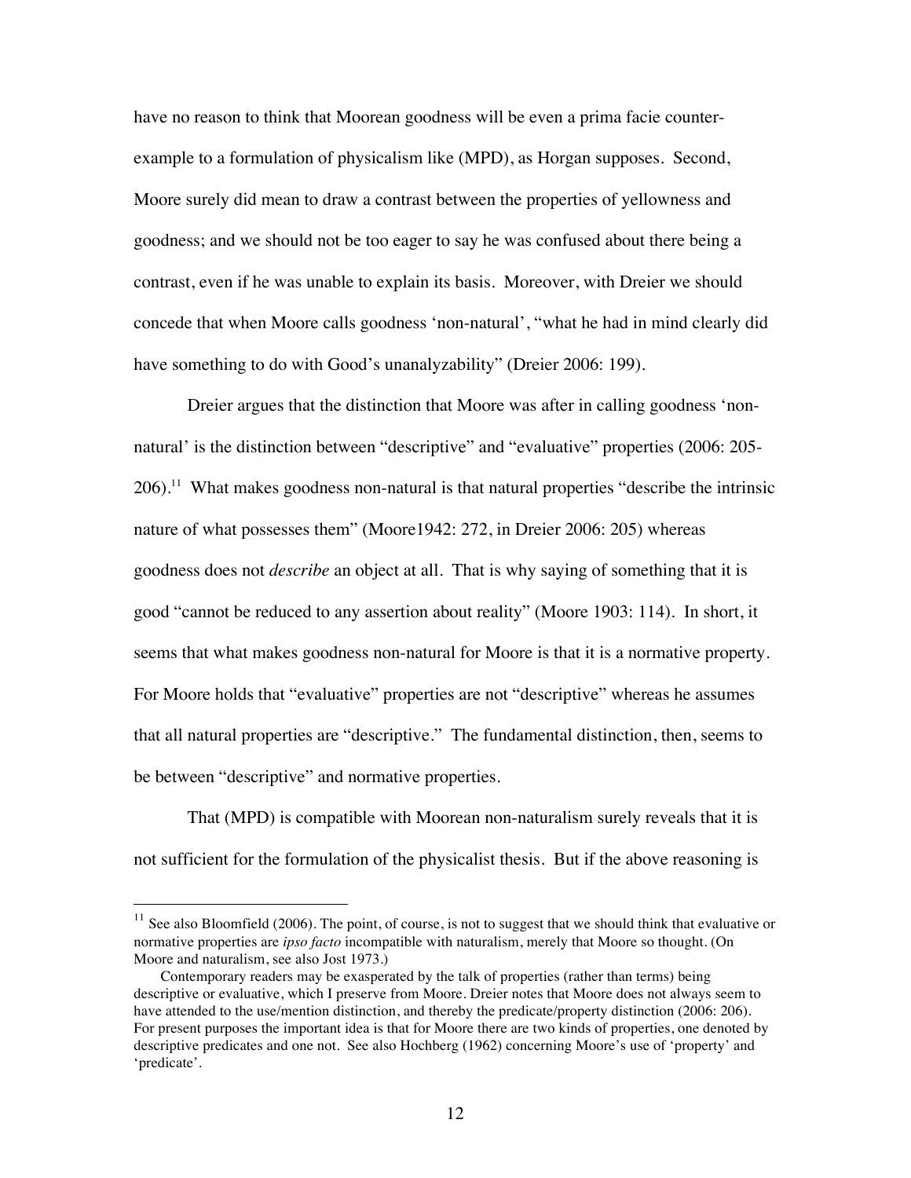have no reason to think that Moorean goodness will be even a prima facie counter-example to a formulation of physicalism like (MPD), as Horgan supposes. Second, Moore surely did mean to draw a contrast between the properties of yellowness and goodness; and we should not be too eager to say he was confused about there being a contrast, even if he was unable to explain its basis. Moreover, with Dreier we should concede that when Moore calls goodness 'non-natural', "what he had in mind clearly did have something to do with Good's unanalyzability" (Dreier 2006: 199).

Dreier argues that the distinction that Moore was after in calling goodness 'non-natural' is the distinction between "descriptive" and "evaluative" properties (2006: 205-206).[11] What makes goodness non-natural is that natural properties "describe the intrinsic nature of what possesses them" (Moore1942: 272, in Dreier 2006: 205) whereas goodness does not *describe* an object at all. That is why saying of something that it is good "cannot be reduced to any assertion about reality" (Moore 1903: 114). In short, it seems that what makes goodness non-natural for Moore is that it is a normative property. For Moore holds that "evaluative" properties are not "descriptive" whereas he assumes that all natural properties are "descriptive." The fundamental distinction, then, seems to be between "descriptive" and normative properties.

That (MPD) is compatible with Moorean non-naturalism surely reveals that it is not sufficient for the formulation of the physicalist thesis. But if the above reasoning is

---

[11] See also Bloomfield (2006). The point, of course, is not to suggest that we should think that evaluative or normative properties are *ipso facto* incompatible with naturalism, merely that Moore so thought. (On Moore and naturalism, see also Jost 1973.)

Contemporary readers may be exasperated by the talk of properties (rather than terms) being descriptive or evaluative, which I preserve from Moore. Dreier notes that Moore does not always seem to have attended to the use/mention distinction, and thereby the predicate/property distinction (2006: 206). For present purposes the important idea is that for Moore there are two kinds of properties, one denoted by descriptive predicates and one not. See also Hochberg (1962) concerning Moore's use of 'property' and 'predicate'.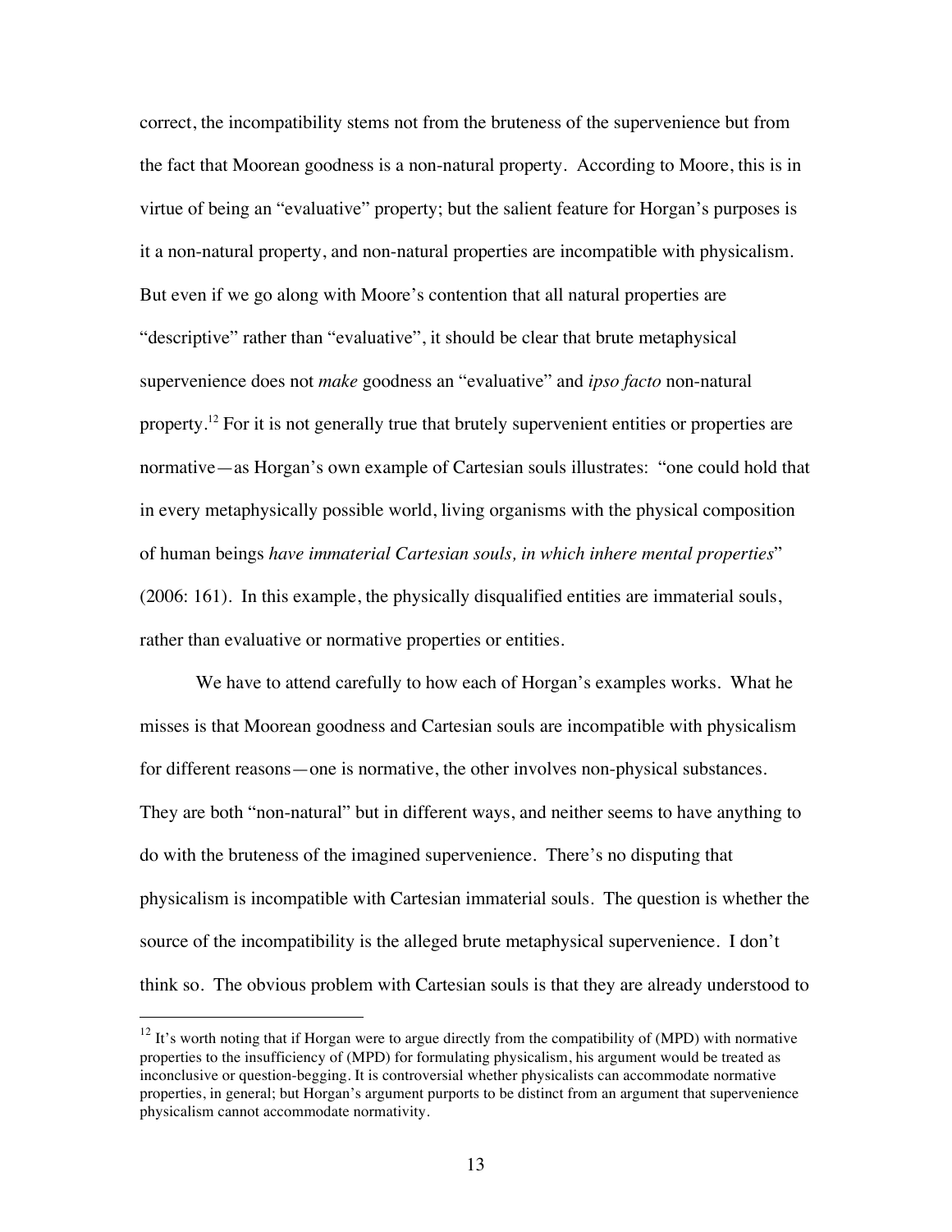correct, the incompatibility stems not from the bruteness of the supervenience but from the fact that Moorean goodness is a non-natural property. According to Moore, this is in virtue of being an "evaluative" property; but the salient feature for Horgan's purposes is it a non-natural property, and non-natural properties are incompatible with physicalism. But even if we go along with Moore's contention that all natural properties are "descriptive" rather than "evaluative", it should be clear that brute metaphysical supervenience does not *make* goodness an "evaluative" and *ipso facto* non-natural property.[12] For it is not generally true that brutely supervenient entities or properties are normative—as Horgan's own example of Cartesian souls illustrates: "one could hold that in every metaphysically possible world, living organisms with the physical composition of human beings *have immaterial Cartesian souls, in which inhere mental properties*" (2006: 161). In this example, the physically disqualified entities are immaterial souls, rather than evaluative or normative properties or entities.

We have to attend carefully to how each of Horgan's examples works. What he misses is that Moorean goodness and Cartesian souls are incompatible with physicalism for different reasons—one is normative, the other involves non-physical substances. They are both "non-natural" but in different ways, and neither seems to have anything to do with the bruteness of the imagined supervenience. There's no disputing that physicalism is incompatible with Cartesian immaterial souls. The question is whether the source of the incompatibility is the alleged brute metaphysical supervenience. I don't think so. The obvious problem with Cartesian souls is that they are already understood to

[12] It's worth noting that if Horgan were to argue directly from the compatibility of (MPD) with normative properties to the insufficiency of (MPD) for formulating physicalism, his argument would be treated as inconclusive or question-begging. It is controversial whether physicalists can accommodate normative properties, in general; but Horgan's argument purports to be distinct from an argument that supervenience physicalism cannot accommodate normativity.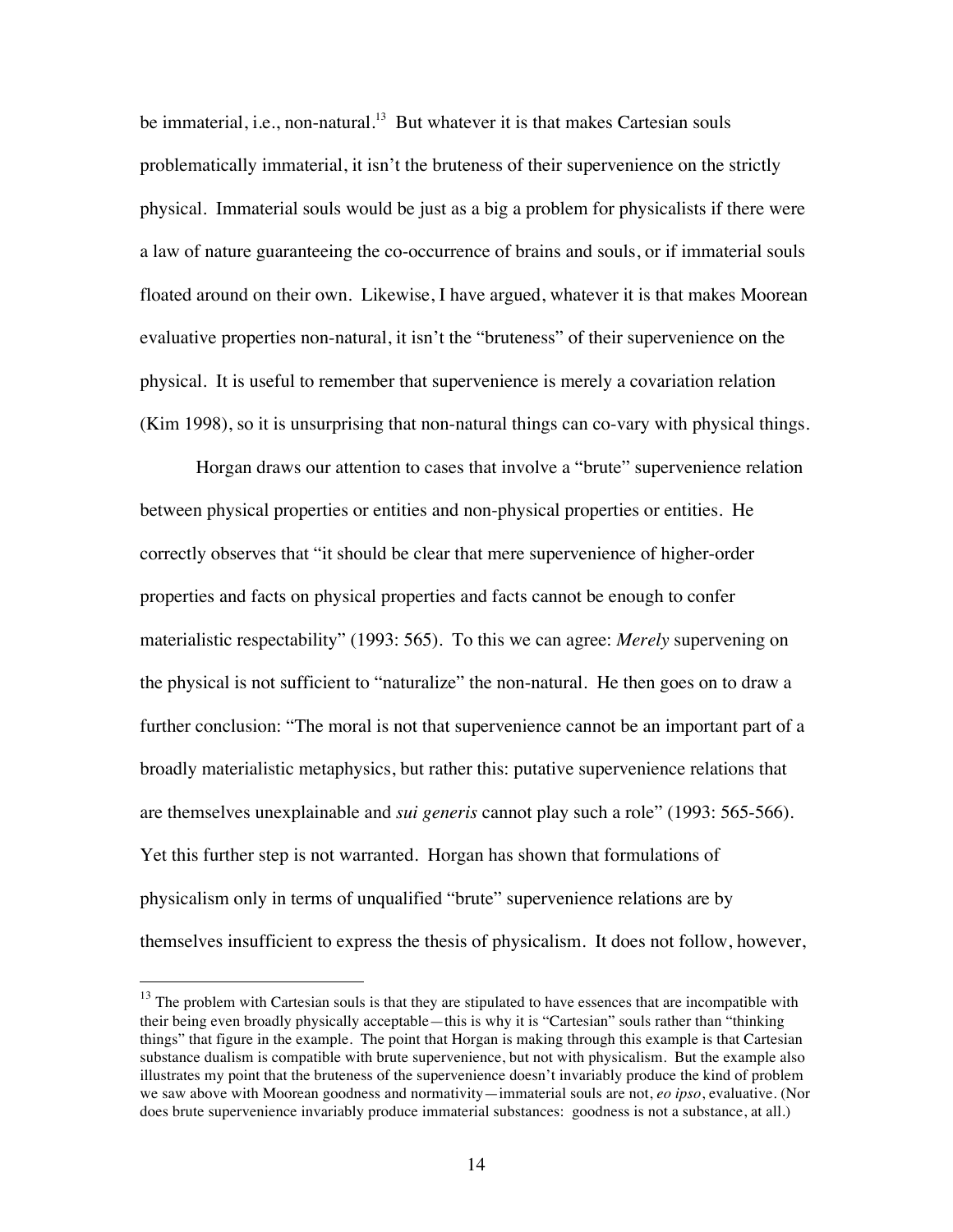be immaterial, i.e., non-natural.[13] But whatever it is that makes Cartesian souls problematically immaterial, it isn't the bruteness of their supervenience on the strictly physical. Immaterial souls would be just as a big a problem for physicalists if there were a law of nature guaranteeing the co-occurrence of brains and souls, or if immaterial souls floated around on their own. Likewise, I have argued, whatever it is that makes Moorean evaluative properties non-natural, it isn't the "bruteness" of their supervenience on the physical. It is useful to remember that supervenience is merely a covariation relation (Kim 1998), so it is unsurprising that non-natural things can co-vary with physical things.

Horgan draws our attention to cases that involve a "brute" supervenience relation between physical properties or entities and non-physical properties or entities. He correctly observes that "it should be clear that mere supervenience of higher-order properties and facts on physical properties and facts cannot be enough to confer materialistic respectability" (1993: 565). To this we can agree: *Merely* supervening on the physical is not sufficient to "naturalize" the non-natural. He then goes on to draw a further conclusion: "The moral is not that supervenience cannot be an important part of a broadly materialistic metaphysics, but rather this: putative supervenience relations that are themselves unexplainable and *sui generis* cannot play such a role" (1993: 565-566). Yet this further step is not warranted. Horgan has shown that formulations of physicalism only in terms of unqualified "brute" supervenience relations are by themselves insufficient to express the thesis of physicalism. It does not follow, however,

[13] The problem with Cartesian souls is that they are stipulated to have essences that are incompatible with their being even broadly physically acceptable—this is why it is "Cartesian" souls rather than "thinking things" that figure in the example. The point that Horgan is making through this example is that Cartesian substance dualism is compatible with brute supervenience, but not with physicalism. But the example also illustrates my point that the bruteness of the supervenience doesn't invariably produce the kind of problem we saw above with Moorean goodness and normativity—immaterial souls are not, *eo ipso*, evaluative. (Nor does brute supervenience invariably produce immaterial substances: goodness is not a substance, at all.)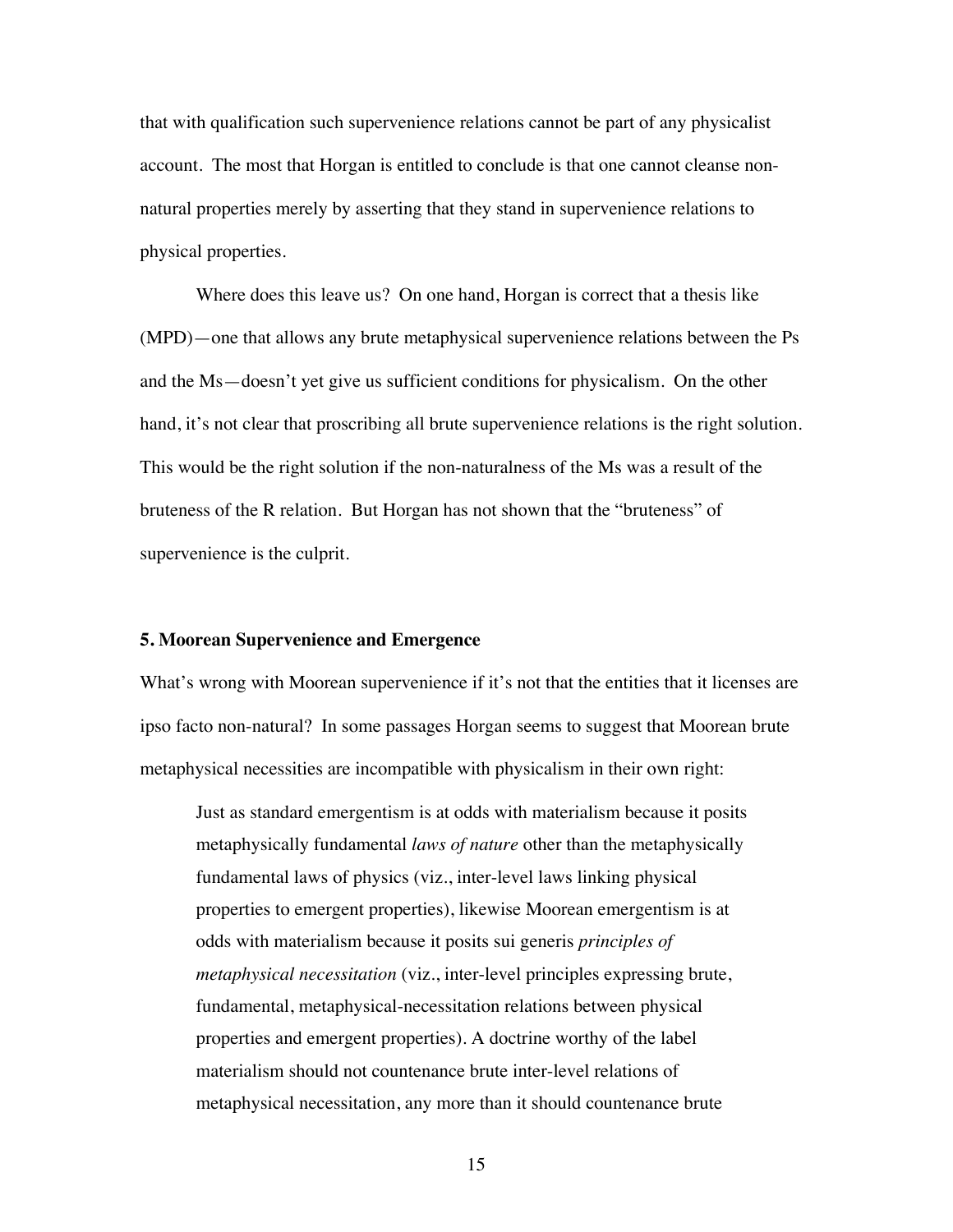that with qualification such supervenience relations cannot be part of any physicalist account. The most that Horgan is entitled to conclude is that one cannot cleanse non-natural properties merely by asserting that they stand in supervenience relations to physical properties.

Where does this leave us? On one hand, Horgan is correct that a thesis like (MPD)—one that allows any brute metaphysical supervenience relations between the Ps and the Ms—doesn't yet give us sufficient conditions for physicalism. On the other hand, it's not clear that proscribing all brute supervenience relations is the right solution. This would be the right solution if the non-naturalness of the Ms was a result of the bruteness of the R relation. But Horgan has not shown that the "bruteness" of supervenience is the culprit.

## 5. Moorean Supervenience and Emergence

What's wrong with Moorean supervenience if it's not that the entities that it licenses are ipso facto non-natural? In some passages Horgan seems to suggest that Moorean brute metaphysical necessities are incompatible with physicalism in their own right:

> Just as standard emergentism is at odds with materialism because it posits metaphysically fundamental *laws of nature* other than the metaphysically fundamental laws of physics (viz., inter-level laws linking physical properties to emergent properties), likewise Moorean emergentism is at odds with materialism because it posits sui generis *principles of metaphysical necessitation* (viz., inter-level principles expressing brute, fundamental, metaphysical-necessitation relations between physical properties and emergent properties). A doctrine worthy of the label materialism should not countenance brute inter-level relations of metaphysical necessitation, any more than it should countenance brute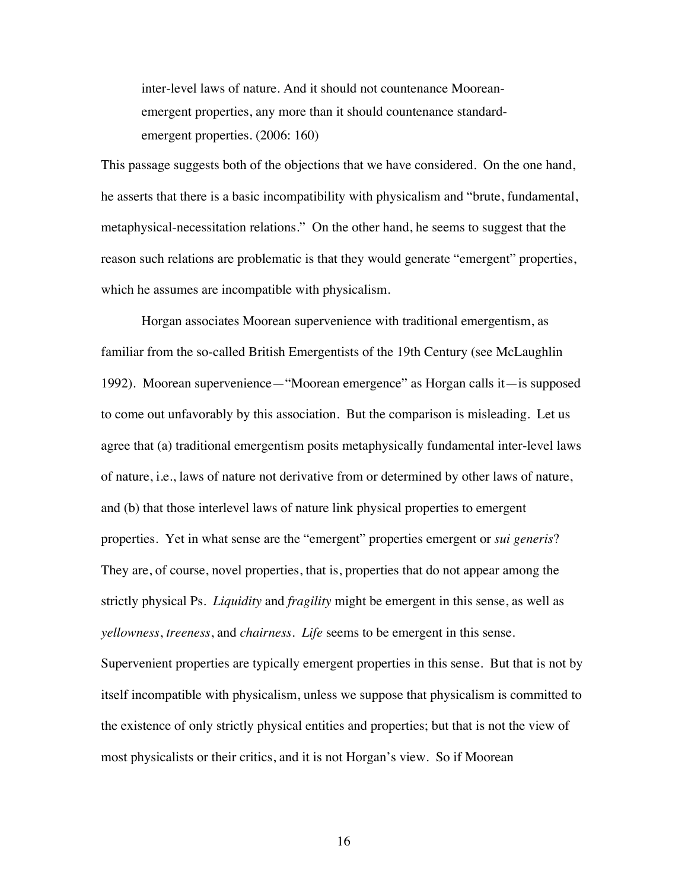> inter-level laws of nature. And it should not countenance Moorean-emergent properties, any more than it should countenance standard-emergent properties. (2006: 160)

This passage suggests both of the objections that we have considered. On the one hand, he asserts that there is a basic incompatibility with physicalism and "brute, fundamental, metaphysical-necessitation relations." On the other hand, he seems to suggest that the reason such relations are problematic is that they would generate "emergent" properties, which he assumes are incompatible with physicalism.

Horgan associates Moorean supervenience with traditional emergentism, as familiar from the so-called British Emergentists of the 19th Century (see McLaughlin 1992). Moorean supervenience—"Moorean emergence" as Horgan calls it—is supposed to come out unfavorably by this association. But the comparison is misleading. Let us agree that (a) traditional emergentism posits metaphysically fundamental inter-level laws of nature, i.e., laws of nature not derivative from or determined by other laws of nature, and (b) that those interlevel laws of nature link physical properties to emergent properties. Yet in what sense are the "emergent" properties emergent or *sui generis*? They are, of course, novel properties, that is, properties that do not appear among the strictly physical Ps. *Liquidity* and *fragility* might be emergent in this sense, as well as *yellowness*, *treeness*, and *chairness*. *Life* seems to be emergent in this sense. Supervenient properties are typically emergent properties in this sense. But that is not by itself incompatible with physicalism, unless we suppose that physicalism is committed to the existence of only strictly physical entities and properties; but that is not the view of most physicalists or their critics, and it is not Horgan's view. So if Moorean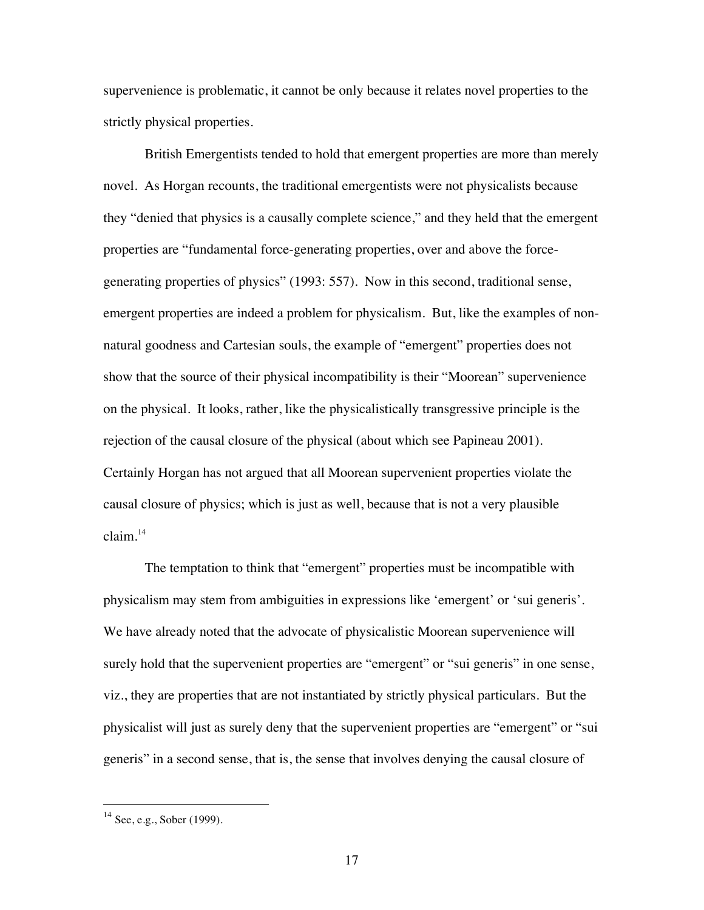supervenience is problematic, it cannot be only because it relates novel properties to the strictly physical properties.

British Emergentists tended to hold that emergent properties are more than merely novel. As Horgan recounts, the traditional emergentists were not physicalists because they "denied that physics is a causally complete science," and they held that the emergent properties are "fundamental force-generating properties, over and above the force-generating properties of physics" (1993: 557). Now in this second, traditional sense, emergent properties are indeed a problem for physicalism. But, like the examples of non-natural goodness and Cartesian souls, the example of "emergent" properties does not show that the source of their physical incompatibility is their "Moorean" supervenience on the physical. It looks, rather, like the physicalistically transgressive principle is the rejection of the causal closure of the physical (about which see Papineau 2001). Certainly Horgan has not argued that all Moorean supervenient properties violate the causal closure of physics; which is just as well, because that is not a very plausible claim.[14]

The temptation to think that "emergent" properties must be incompatible with physicalism may stem from ambiguities in expressions like 'emergent' or 'sui generis'. We have already noted that the advocate of physicalistic Moorean supervenience will surely hold that the supervenient properties are "emergent" or "sui generis" in one sense, viz., they are properties that are not instantiated by strictly physical particulars. But the physicalist will just as surely deny that the supervenient properties are "emergent" or "sui generis" in a second sense, that is, the sense that involves denying the causal closure of

---

[14] See, e.g., Sober (1999).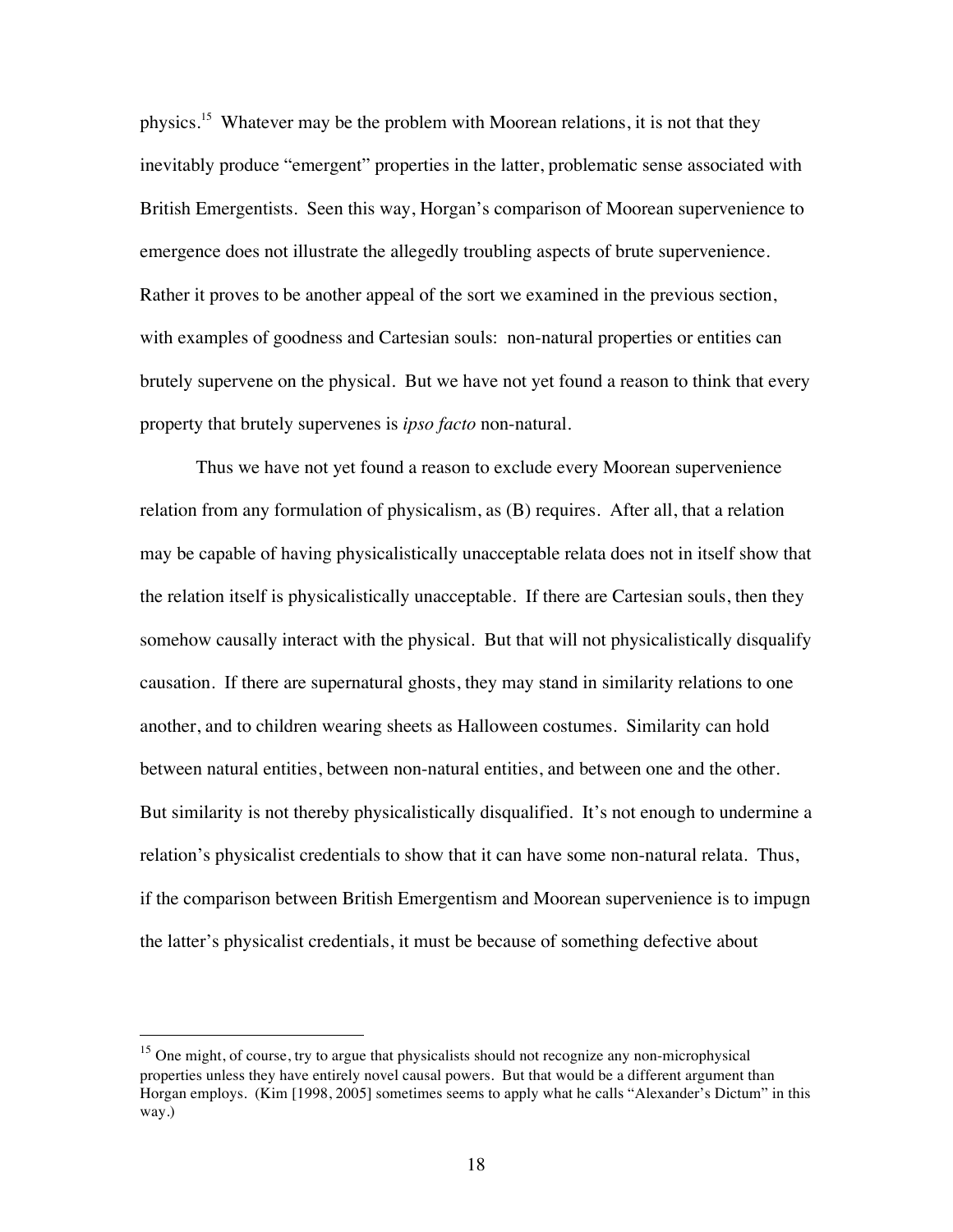physics.[15] Whatever may be the problem with Moorean relations, it is not that they inevitably produce "emergent" properties in the latter, problematic sense associated with British Emergentists. Seen this way, Horgan's comparison of Moorean supervenience to emergence does not illustrate the allegedly troubling aspects of brute supervenience. Rather it proves to be another appeal of the sort we examined in the previous section, with examples of goodness and Cartesian souls: non-natural properties or entities can brutely supervene on the physical. But we have not yet found a reason to think that every property that brutely supervenes is *ipso facto* non-natural.

Thus we have not yet found a reason to exclude every Moorean supervenience relation from any formulation of physicalism, as (B) requires. After all, that a relation may be capable of having physicalistically unacceptable relata does not in itself show that the relation itself is physicalistically unacceptable. If there are Cartesian souls, then they somehow causally interact with the physical. But that will not physicalistically disqualify causation. If there are supernatural ghosts, they may stand in similarity relations to one another, and to children wearing sheets as Halloween costumes. Similarity can hold between natural entities, between non-natural entities, and between one and the other. But similarity is not thereby physicalistically disqualified. It's not enough to undermine a relation's physicalist credentials to show that it can have some non-natural relata. Thus, if the comparison between British Emergentism and Moorean supervenience is to impugn the latter's physicalist credentials, it must be because of something defective about

[15] One might, of course, try to argue that physicalists should not recognize any non-microphysical properties unless they have entirely novel causal powers. But that would be a different argument than Horgan employs. (Kim [1998, 2005] sometimes seems to apply what he calls "Alexander's Dictum" in this way.)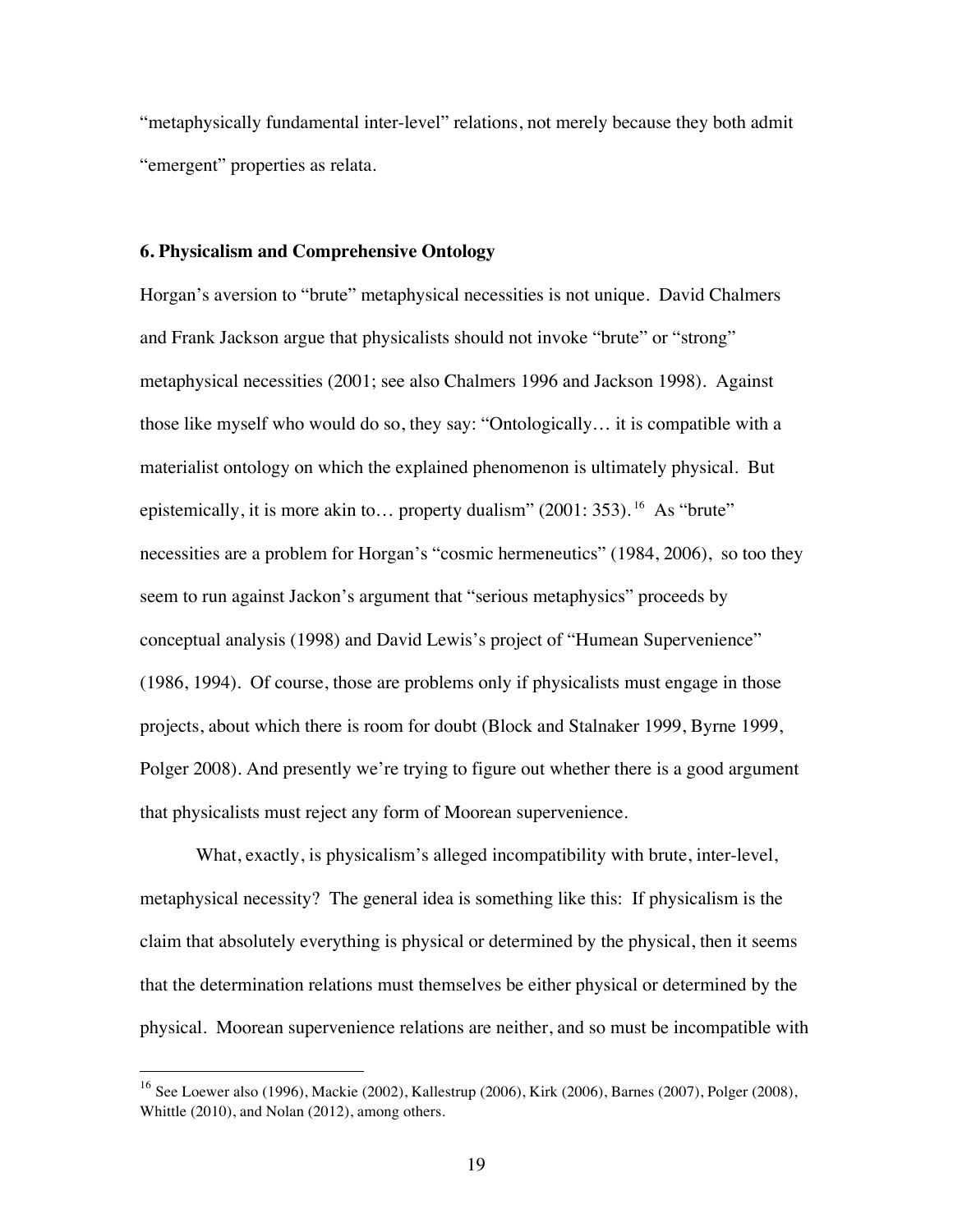"metaphysically fundamental inter-level" relations, not merely because they both admit "emergent" properties as relata.

### 6. Physicalism and Comprehensive Ontology

Horgan's aversion to "brute" metaphysical necessities is not unique. David Chalmers and Frank Jackson argue that physicalists should not invoke "brute" or "strong" metaphysical necessities (2001; see also Chalmers 1996 and Jackson 1998). Against those like myself who would do so, they say: "Ontologically… it is compatible with a materialist ontology on which the explained phenomenon is ultimately physical. But epistemically, it is more akin to… property dualism" (2001: 353).[16] As "brute" necessities are a problem for Horgan's "cosmic hermeneutics" (1984, 2006), so too they seem to run against Jackon's argument that "serious metaphysics" proceeds by conceptual analysis (1998) and David Lewis's project of "Humean Supervenience" (1986, 1994). Of course, those are problems only if physicalists must engage in those projects, about which there is room for doubt (Block and Stalnaker 1999, Byrne 1999, Polger 2008). And presently we're trying to figure out whether there is a good argument that physicalists must reject any form of Moorean supervenience.

What, exactly, is physicalism's alleged incompatibility with brute, inter-level, metaphysical necessity? The general idea is something like this: If physicalism is the claim that absolutely everything is physical or determined by the physical, then it seems that the determination relations must themselves be either physical or determined by the physical. Moorean supervenience relations are neither, and so must be incompatible with

[16] See Loewer also (1996), Mackie (2002), Kallestrup (2006), Kirk (2006), Barnes (2007), Polger (2008), Whittle (2010), and Nolan (2012), among others.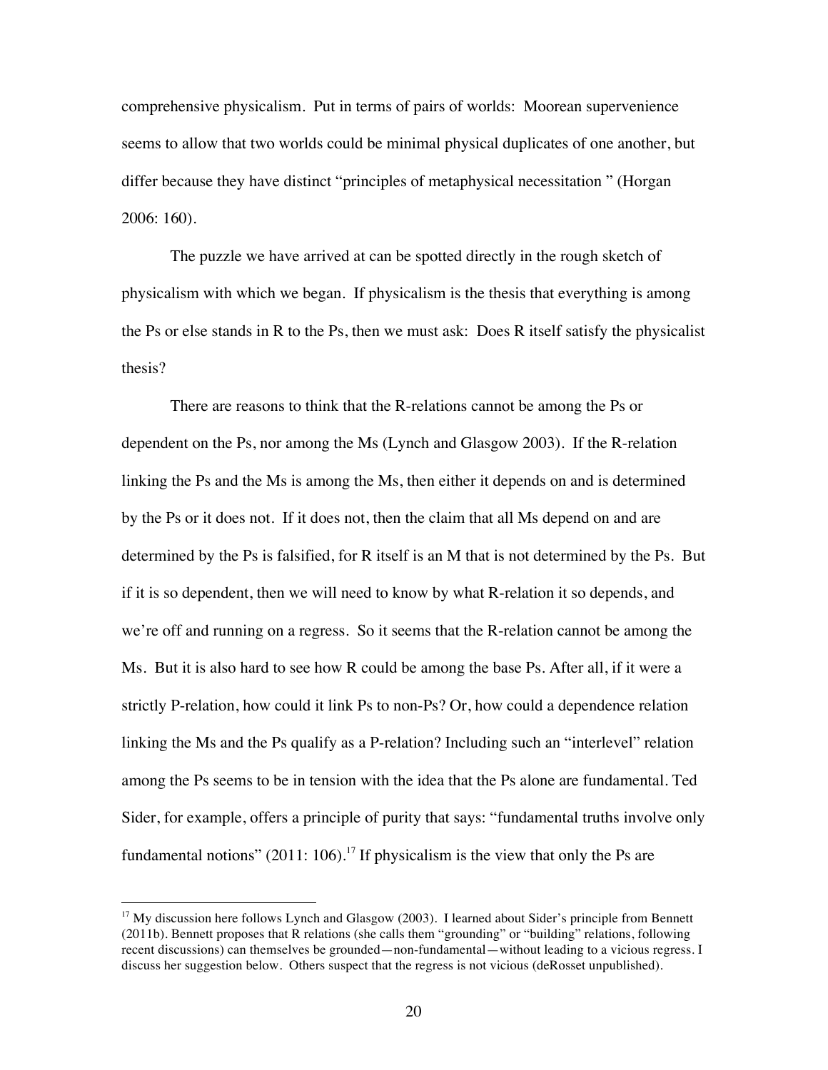comprehensive physicalism. Put in terms of pairs of worlds: Moorean supervenience seems to allow that two worlds could be minimal physical duplicates of one another, but differ because they have distinct "principles of metaphysical necessitation " (Horgan 2006: 160).

The puzzle we have arrived at can be spotted directly in the rough sketch of physicalism with which we began. If physicalism is the thesis that everything is among the Ps or else stands in R to the Ps, then we must ask: Does R itself satisfy the physicalist thesis?

There are reasons to think that the R-relations cannot be among the Ps or dependent on the Ps, nor among the Ms (Lynch and Glasgow 2003). If the R-relation linking the Ps and the Ms is among the Ms, then either it depends on and is determined by the Ps or it does not. If it does not, then the claim that all Ms depend on and are determined by the Ps is falsified, for R itself is an M that is not determined by the Ps. But if it is so dependent, then we will need to know by what R-relation it so depends, and we're off and running on a regress. So it seems that the R-relation cannot be among the Ms. But it is also hard to see how R could be among the base Ps. After all, if it were a strictly P-relation, how could it link Ps to non-Ps? Or, how could a dependence relation linking the Ms and the Ps qualify as a P-relation? Including such an "interlevel" relation among the Ps seems to be in tension with the idea that the Ps alone are fundamental. Ted Sider, for example, offers a principle of purity that says: "fundamental truths involve only fundamental notions" (2011: 106).[17] If physicalism is the view that only the Ps are

---

[17] My discussion here follows Lynch and Glasgow (2003). I learned about Sider's principle from Bennett (2011b). Bennett proposes that R relations (she calls them "grounding" or "building" relations, following recent discussions) can themselves be grounded—non-fundamental—without leading to a vicious regress. I discuss her suggestion below. Others suspect that the regress is not vicious (deRosset unpublished).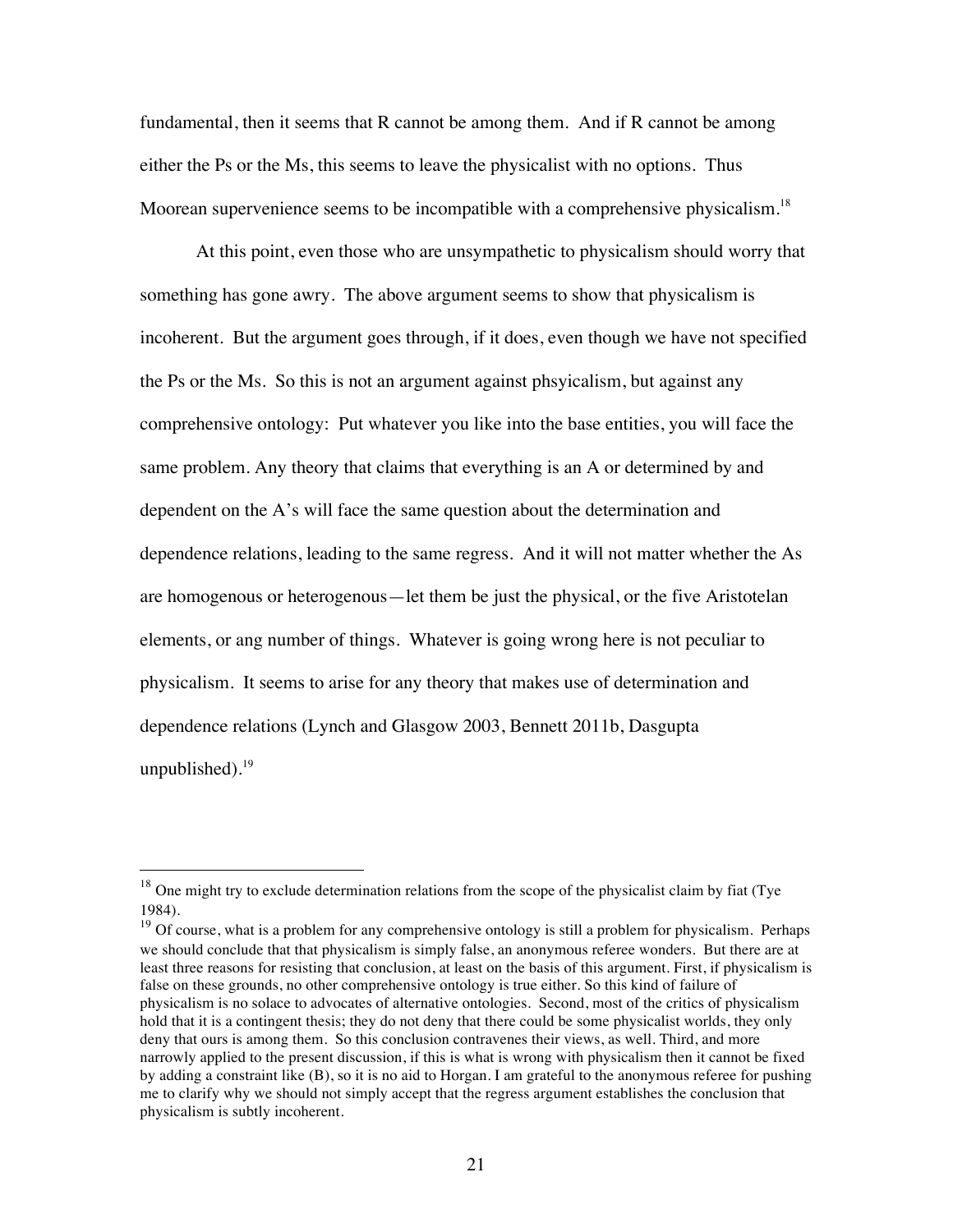fundamental, then it seems that R cannot be among them. And if R cannot be among either the Ps or the Ms, this seems to leave the physicalist with no options. Thus Moorean supervenience seems to be incompatible with a comprehensive physicalism.[18]

At this point, even those who are unsympathetic to physicalism should worry that something has gone awry. The above argument seems to show that physicalism is incoherent. But the argument goes through, if it does, even though we have not specified the Ps or the Ms. So this is not an argument against phsyicalism, but against any comprehensive ontology: Put whatever you like into the base entities, you will face the same problem. Any theory that claims that everything is an A or determined by and dependent on the A's will face the same question about the determination and dependence relations, leading to the same regress. And it will not matter whether the As are homogenous or heterogenous—let them be just the physical, or the five Aristotelan elements, or ang number of things. Whatever is going wrong here is not peculiar to physicalism. It seems to arise for any theory that makes use of determination and dependence relations (Lynch and Glasgow 2003, Bennett 2011b, Dasgupta unpublished).[19]

---

[18] One might try to exclude determination relations from the scope of the physicalist claim by fiat (Tye 1984).

[19] Of course, what is a problem for any comprehensive ontology is still a problem for physicalism. Perhaps we should conclude that that physicalism is simply false, an anonymous referee wonders. But there are at least three reasons for resisting that conclusion, at least on the basis of this argument. First, if physicalism is false on these grounds, no other comprehensive ontology is true either. So this kind of failure of physicalism is no solace to advocates of alternative ontologies. Second, most of the critics of physicalism hold that it is a contingent thesis; they do not deny that there could be some physicalist worlds, they only deny that ours is among them. So this conclusion contravenes their views, as well. Third, and more narrowly applied to the present discussion, if this is what is wrong with physicalism then it cannot be fixed by adding a constraint like (B), so it is no aid to Horgan. I am grateful to the anonymous referee for pushing me to clarify why we should not simply accept that the regress argument establishes the conclusion that physicalism is subtly incoherent.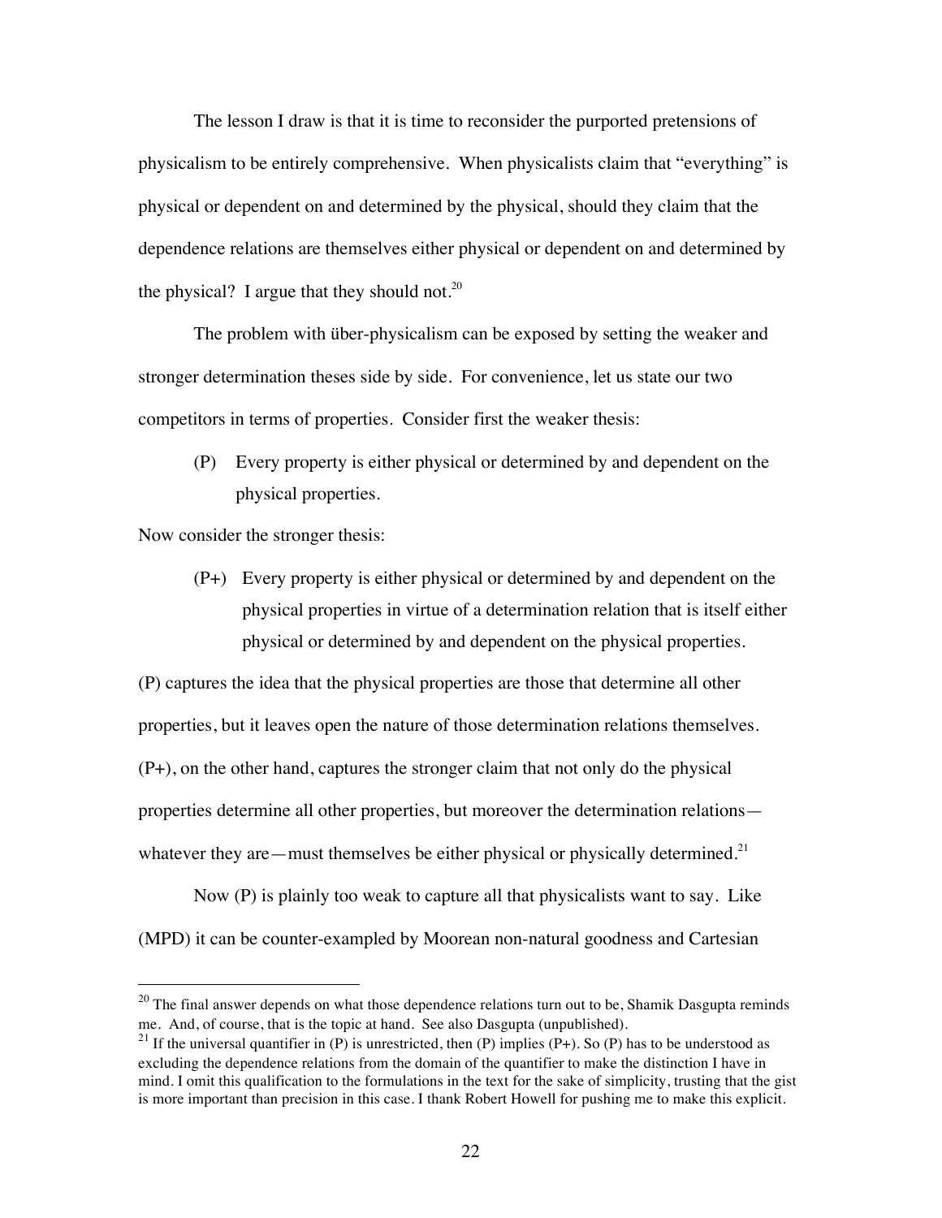The lesson I draw is that it is time to reconsider the purported pretensions of physicalism to be entirely comprehensive. When physicalists claim that "everything" is physical or dependent on and determined by the physical, should they claim that the dependence relations are themselves either physical or dependent on and determined by the physical? I argue that they should not.[20]

The problem with über-physicalism can be exposed by setting the weaker and stronger determination theses side by side. For convenience, let us state our two competitors in terms of properties. Consider first the weaker thesis:

> (P) Every property is either physical or determined by and dependent on the physical properties.

Now consider the stronger thesis:

> (P+) Every property is either physical or determined by and dependent on the physical properties in virtue of a determination relation that is itself either physical or determined by and dependent on the physical properties.

(P) captures the idea that the physical properties are those that determine all other properties, but it leaves open the nature of those determination relations themselves. (P+), on the other hand, captures the stronger claim that not only do the physical properties determine all other properties, but moreover the determination relations—whatever they are—must themselves be either physical or physically determined.[21]

Now (P) is plainly too weak to capture all that physicalists want to say. Like (MPD) it can be counter-exampled by Moorean non-natural goodness and Cartesian

---

[20] The final answer depends on what those dependence relations turn out to be, Shamik Dasgupta reminds me. And, of course, that is the topic at hand. See also Dasgupta (unpublished).

[21] If the universal quantifier in (P) is unrestricted, then (P) implies (P+). So (P) has to be understood as excluding the dependence relations from the domain of the quantifier to make the distinction I have in mind. I omit this qualification to the formulations in the text for the sake of simplicity, trusting that the gist is more important than precision in this case. I thank Robert Howell for pushing me to make this explicit.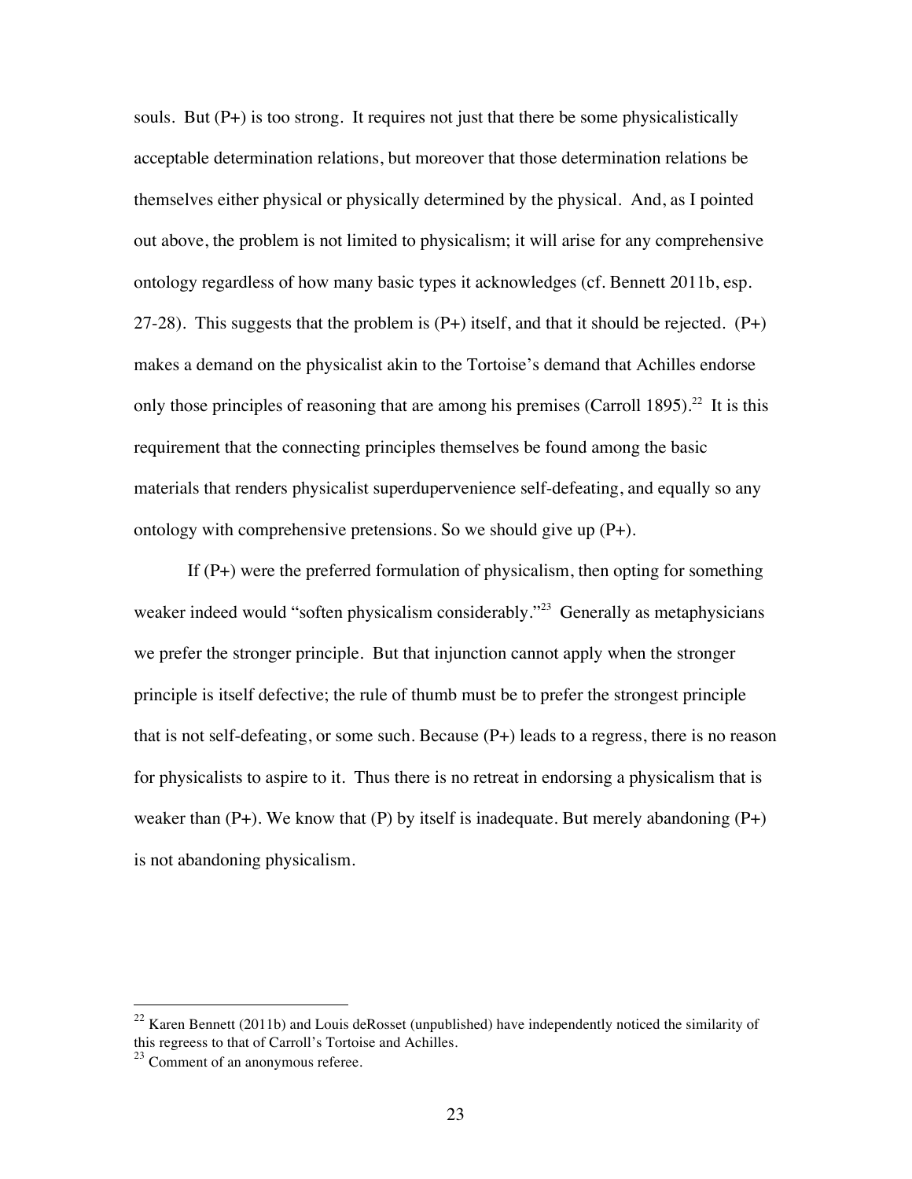souls. But (P+) is too strong. It requires not just that there be some physicalistically acceptable determination relations, but moreover that those determination relations be themselves either physical or physically determined by the physical. And, as I pointed out above, the problem is not limited to physicalism; it will arise for any comprehensive ontology regardless of how many basic types it acknowledges (cf. Bennett 2011b, esp. 27-28). This suggests that the problem is (P+) itself, and that it should be rejected. (P+) makes a demand on the physicalist akin to the Tortoise's demand that Achilles endorse only those principles of reasoning that are among his premises (Carroll 1895).[22] It is this requirement that the connecting principles themselves be found among the basic materials that renders physicalist superdupervenience self-defeating, and equally so any ontology with comprehensive pretensions. So we should give up (P+).

If (P+) were the preferred formulation of physicalism, then opting for something weaker indeed would "soften physicalism considerably."[23] Generally as metaphysicians we prefer the stronger principle. But that injunction cannot apply when the stronger principle is itself defective; the rule of thumb must be to prefer the strongest principle that is not self-defeating, or some such. Because (P+) leads to a regress, there is no reason for physicalists to aspire to it. Thus there is no retreat in endorsing a physicalism that is weaker than (P+). We know that (P) by itself is inadequate. But merely abandoning (P+) is not abandoning physicalism.

---

[22] Karen Bennett (2011b) and Louis deRosset (unpublished) have independently noticed the similarity of this regress to that of Carroll's Tortoise and Achilles.

[23] Comment of an anonymous referee.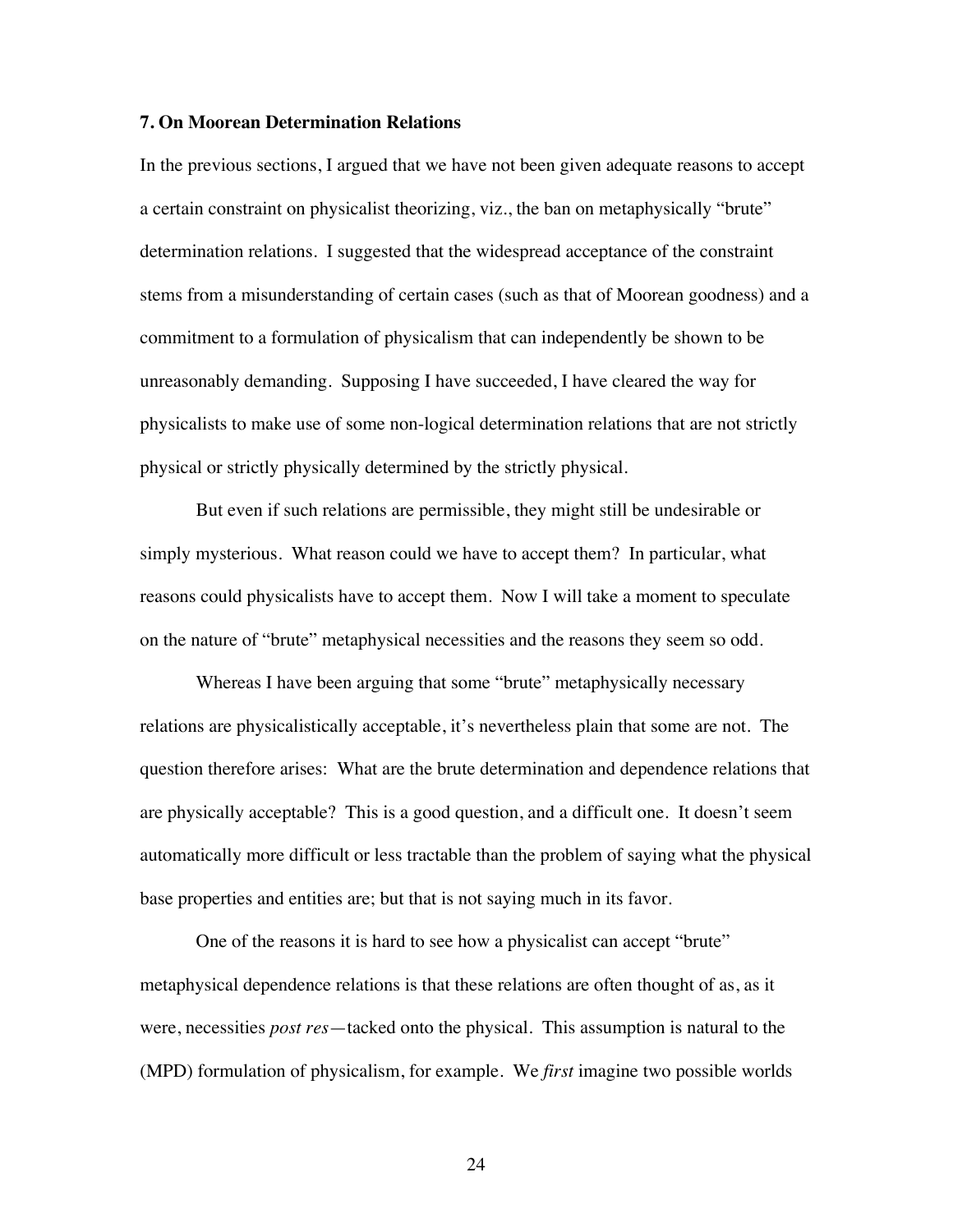### 7. On Moorean Determination Relations

In the previous sections, I argued that we have not been given adequate reasons to accept a certain constraint on physicalist theorizing, viz., the ban on metaphysically "brute" determination relations. I suggested that the widespread acceptance of the constraint stems from a misunderstanding of certain cases (such as that of Moorean goodness) and a commitment to a formulation of physicalism that can independently be shown to be unreasonably demanding. Supposing I have succeeded, I have cleared the way for physicalists to make use of some non-logical determination relations that are not strictly physical or strictly physically determined by the strictly physical.

But even if such relations are permissible, they might still be undesirable or simply mysterious. What reason could we have to accept them? In particular, what reasons could physicalists have to accept them. Now I will take a moment to speculate on the nature of "brute" metaphysical necessities and the reasons they seem so odd.

Whereas I have been arguing that some "brute" metaphysically necessary relations are physicalistically acceptable, it's nevertheless plain that some are not. The question therefore arises: What are the brute determination and dependence relations that are physically acceptable? This is a good question, and a difficult one. It doesn't seem automatically more difficult or less tractable than the problem of saying what the physical base properties and entities are; but that is not saying much in its favor.

One of the reasons it is hard to see how a physicalist can accept "brute" metaphysical dependence relations is that these relations are often thought of as, as it were, necessities *post res*—tacked onto the physical. This assumption is natural to the (MPD) formulation of physicalism, for example. We *first* imagine two possible worlds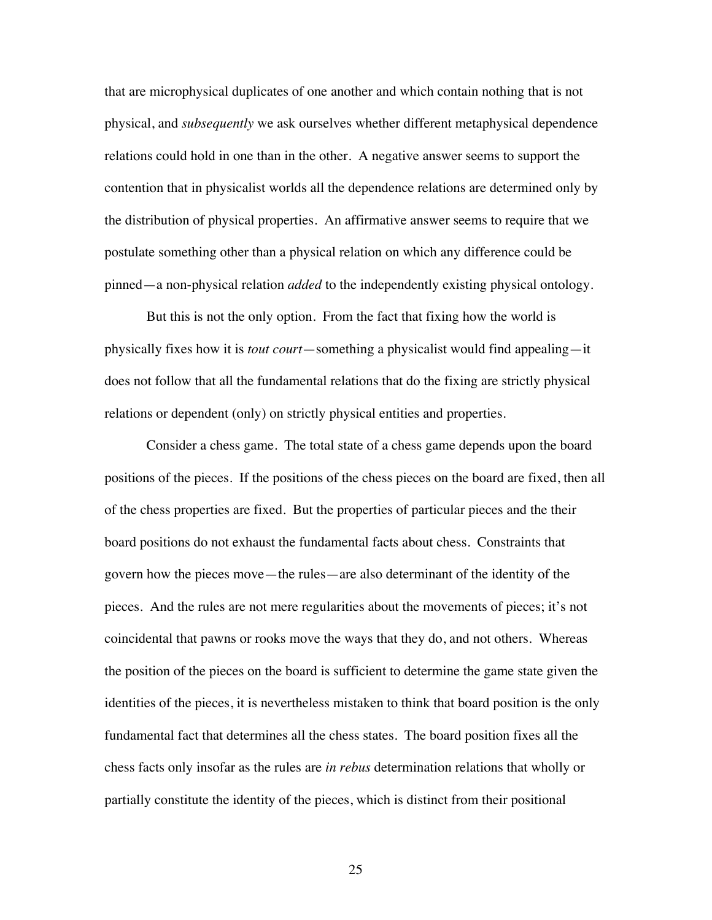that are microphysical duplicates of one another and which contain nothing that is not physical, and *subsequently* we ask ourselves whether different metaphysical dependence relations could hold in one than in the other. A negative answer seems to support the contention that in physicalist worlds all the dependence relations are determined only by the distribution of physical properties. An affirmative answer seems to require that we postulate something other than a physical relation on which any difference could be pinned—a non-physical relation *added* to the independently existing physical ontology.

But this is not the only option. From the fact that fixing how the world is physically fixes how it is *tout court*—something a physicalist would find appealing—it does not follow that all the fundamental relations that do the fixing are strictly physical relations or dependent (only) on strictly physical entities and properties.

Consider a chess game. The total state of a chess game depends upon the board positions of the pieces. If the positions of the chess pieces on the board are fixed, then all of the chess properties are fixed. But the properties of particular pieces and the their board positions do not exhaust the fundamental facts about chess. Constraints that govern how the pieces move—the rules—are also determinant of the identity of the pieces. And the rules are not mere regularities about the movements of pieces; it's not coincidental that pawns or rooks move the ways that they do, and not others. Whereas the position of the pieces on the board is sufficient to determine the game state given the identities of the pieces, it is nevertheless mistaken to think that board position is the only fundamental fact that determines all the chess states. The board position fixes all the chess facts only insofar as the rules are *in rebus* determination relations that wholly or partially constitute the identity of the pieces, which is distinct from their positional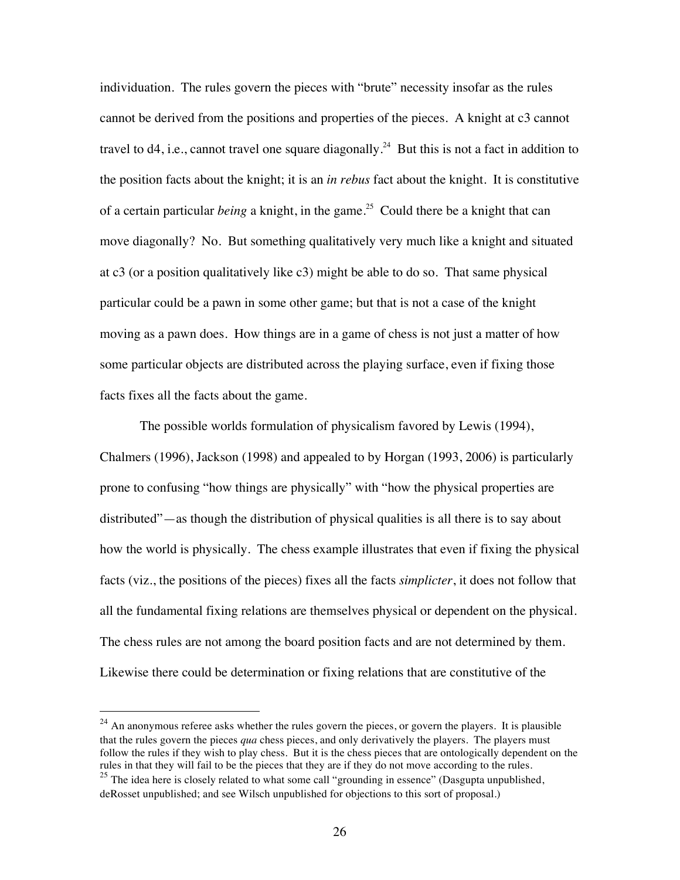individuation. The rules govern the pieces with "brute" necessity insofar as the rules cannot be derived from the positions and properties of the pieces. A knight at c3 cannot travel to d4, i.e., cannot travel one square diagonally.[24] But this is not a fact in addition to the position facts about the knight; it is an *in rebus* fact about the knight. It is constitutive of a certain particular *being* a knight, in the game.[25] Could there be a knight that can move diagonally? No. But something qualitatively very much like a knight and situated at c3 (or a position qualitatively like c3) might be able to do so. That same physical particular could be a pawn in some other game; but that is not a case of the knight moving as a pawn does. How things are in a game of chess is not just a matter of how some particular objects are distributed across the playing surface, even if fixing those facts fixes all the facts about the game.

The possible worlds formulation of physicalism favored by Lewis (1994), Chalmers (1996), Jackson (1998) and appealed to by Horgan (1993, 2006) is particularly prone to confusing "how things are physically" with "how the physical properties are distributed"—as though the distribution of physical qualities is all there is to say about how the world is physically. The chess example illustrates that even if fixing the physical facts (viz., the positions of the pieces) fixes all the facts *simplicter*, it does not follow that all the fundamental fixing relations are themselves physical or dependent on the physical. The chess rules are not among the board position facts and are not determined by them. Likewise there could be determination or fixing relations that are constitutive of the

---

[24] An anonymous referee asks whether the rules govern the pieces, or govern the players. It is plausible that the rules govern the pieces *qua* chess pieces, and only derivatively the players. The players must follow the rules if they wish to play chess. But it is the chess pieces that are ontologically dependent on the rules in that they will fail to be the pieces that they are if they do not move according to the rules.

[25] The idea here is closely related to what some call "grounding in essence" (Dasgupta unpublished, deRosset unpublished; and see Wilsch unpublished for objections to this sort of proposal.)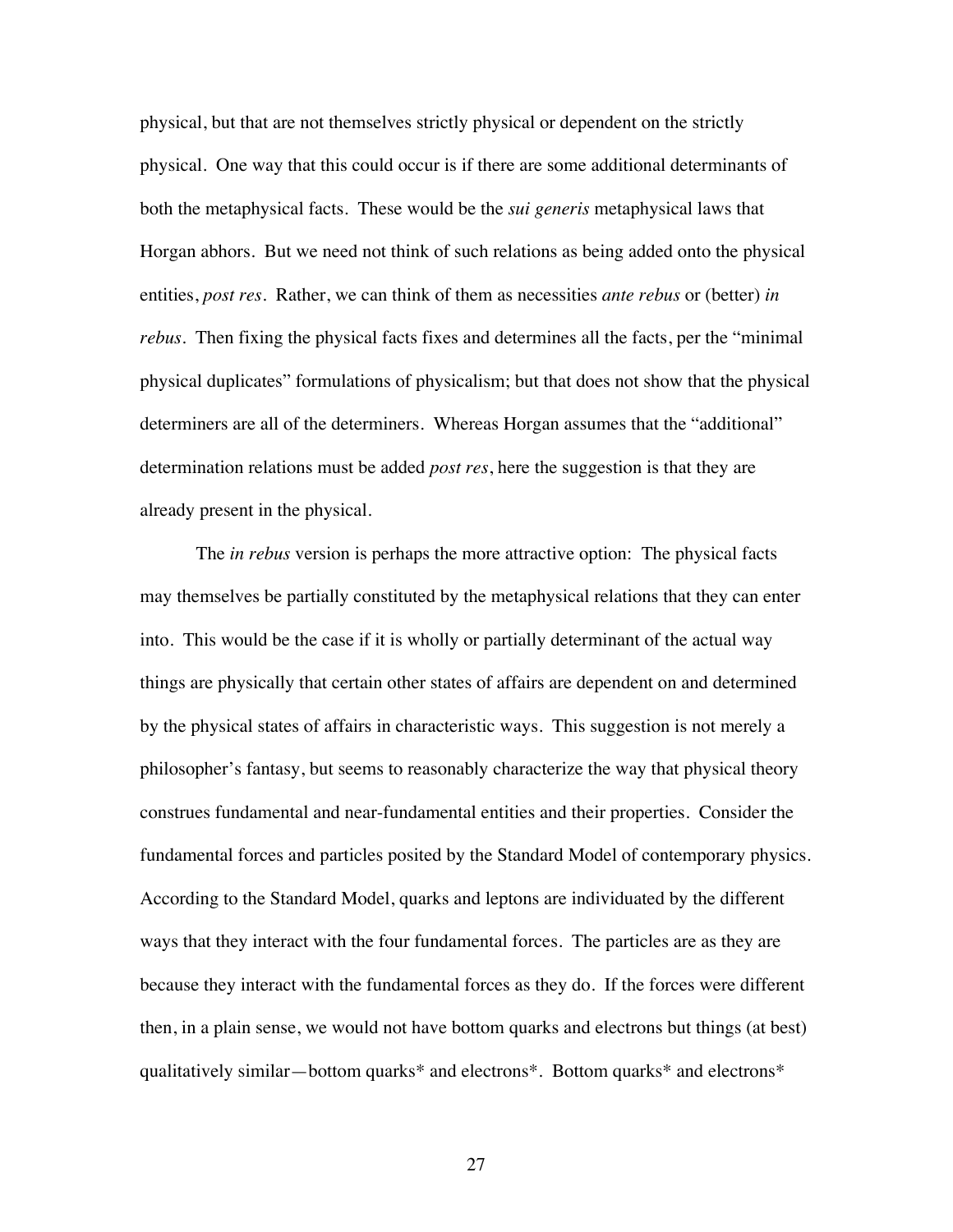physical, but that are not themselves strictly physical or dependent on the strictly physical. One way that this could occur is if there are some additional determinants of both the metaphysical facts. These would be the *sui generis* metaphysical laws that Horgan abhors. But we need not think of such relations as being added onto the physical entities, *post res*. Rather, we can think of them as necessities *ante rebus* or (better) *in rebus*. Then fixing the physical facts fixes and determines all the facts, per the "minimal physical duplicates" formulations of physicalism; but that does not show that the physical determiners are all of the determiners. Whereas Horgan assumes that the "additional" determination relations must be added *post res*, here the suggestion is that they are already present in the physical.

The *in rebus* version is perhaps the more attractive option: The physical facts may themselves be partially constituted by the metaphysical relations that they can enter into. This would be the case if it is wholly or partially determinant of the actual way things are physically that certain other states of affairs are dependent on and determined by the physical states of affairs in characteristic ways. This suggestion is not merely a philosopher's fantasy, but seems to reasonably characterize the way that physical theory construes fundamental and near-fundamental entities and their properties. Consider the fundamental forces and particles posited by the Standard Model of contemporary physics. According to the Standard Model, quarks and leptons are individuated by the different ways that they interact with the four fundamental forces. The particles are as they are because they interact with the fundamental forces as they do. If the forces were different then, in a plain sense, we would not have bottom quarks and electrons but things (at best) qualitatively similar—bottom quarks* and electrons*. Bottom quarks* and electrons*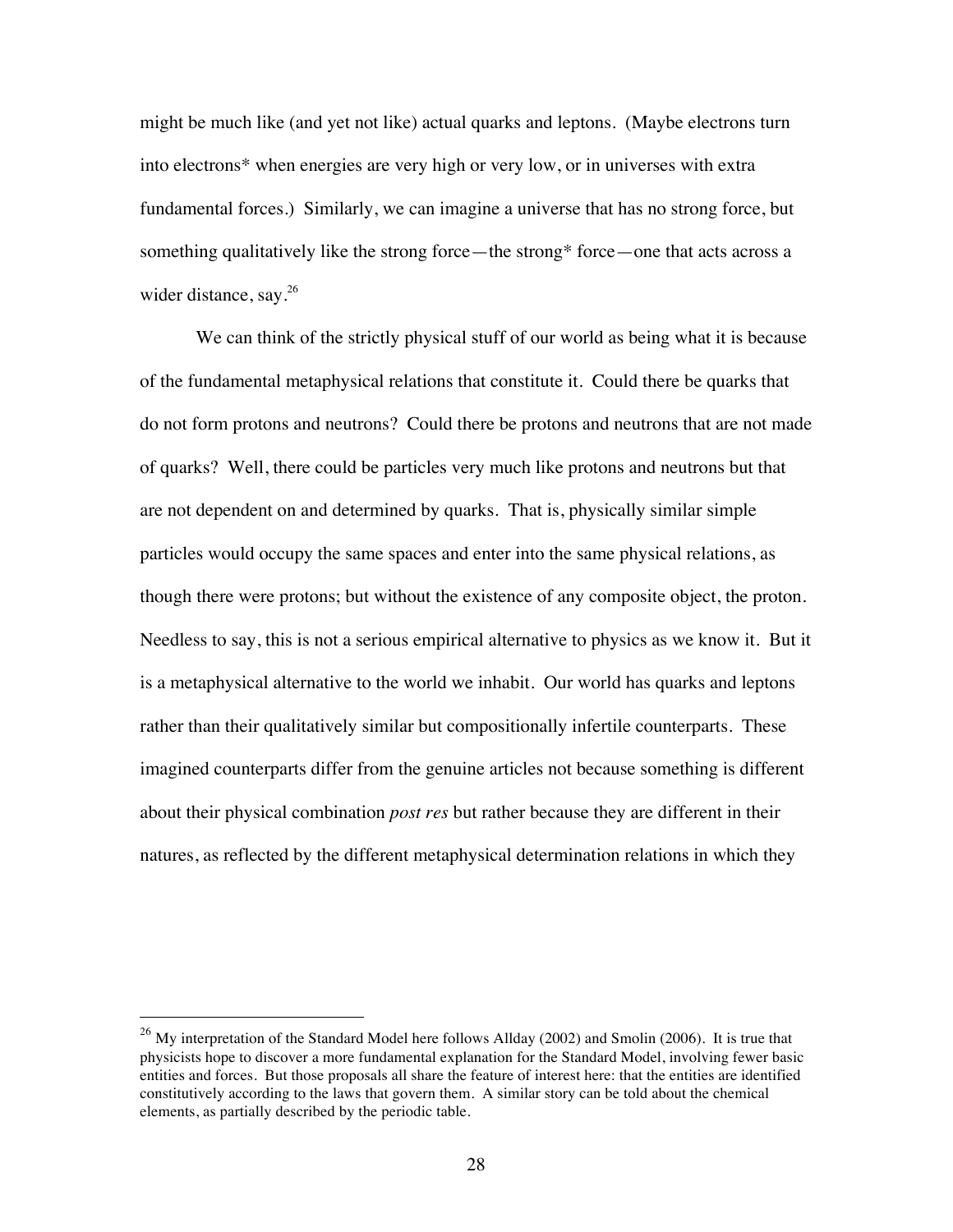might be much like (and yet not like) actual quarks and leptons. (Maybe electrons turn into electrons* when energies are very high or very low, or in universes with extra fundamental forces.) Similarly, we can imagine a universe that has no strong force, but something qualitatively like the strong force—the strong* force—one that acts across a wider distance, say.[26]

We can think of the strictly physical stuff of our world as being what it is because of the fundamental metaphysical relations that constitute it. Could there be quarks that do not form protons and neutrons? Could there be protons and neutrons that are not made of quarks? Well, there could be particles very much like protons and neutrons but that are not dependent on and determined by quarks. That is, physically similar simple particles would occupy the same spaces and enter into the same physical relations, as though there were protons; but without the existence of any composite object, the proton. Needless to say, this is not a serious empirical alternative to physics as we know it. But it is a metaphysical alternative to the world we inhabit. Our world has quarks and leptons rather than their qualitatively similar but compositionally infertile counterparts. These imagined counterparts differ from the genuine articles not because something is different about their physical combination *post res* but rather because they are different in their natures, as reflected by the different metaphysical determination relations in which they

---

[26] My interpretation of the Standard Model here follows Allday (2002) and Smolin (2006). It is true that physicists hope to discover a more fundamental explanation for the Standard Model, involving fewer basic entities and forces. But those proposals all share the feature of interest here: that the entities are identified constitutively according to the laws that govern them. A similar story can be told about the chemical elements, as partially described by the periodic table.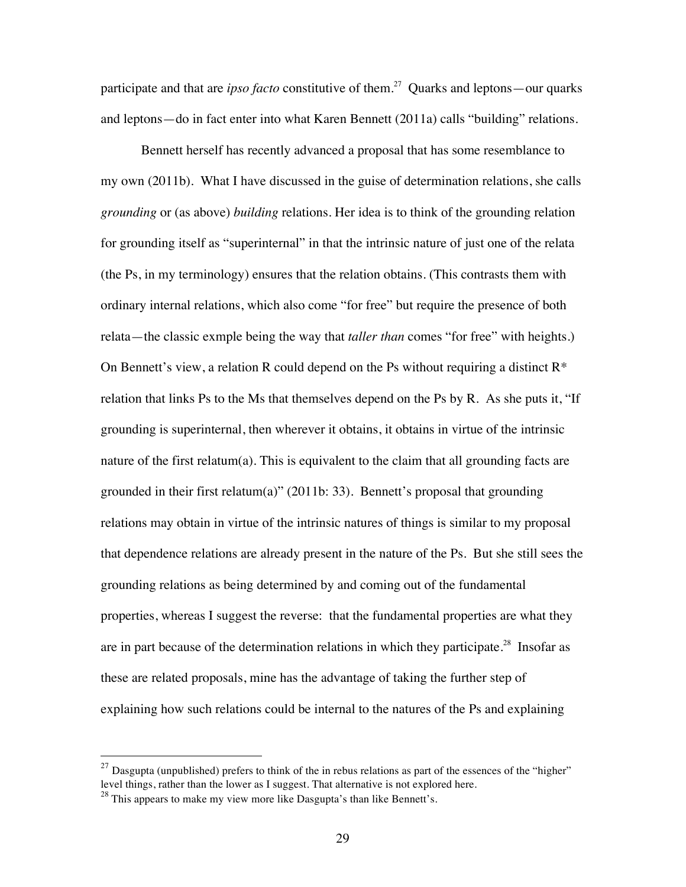participate and that are *ipso facto* constitutive of them.[27] Quarks and leptons—our quarks and leptons—do in fact enter into what Karen Bennett (2011a) calls "building" relations.

Bennett herself has recently advanced a proposal that has some resemblance to my own (2011b). What I have discussed in the guise of determination relations, she calls *grounding* or (as above) *building* relations. Her idea is to think of the grounding relation for grounding itself as "superinternal" in that the intrinsic nature of just one of the relata (the Ps, in my terminology) ensures that the relation obtains. (This contrasts them with ordinary internal relations, which also come "for free" but require the presence of both relata—the classic exmple being the way that *taller than* comes "for free" with heights.) On Bennett's view, a relation R could depend on the Ps without requiring a distinct R* relation that links Ps to the Ms that themselves depend on the Ps by R. As she puts it, "If grounding is superinternal, then wherever it obtains, it obtains in virtue of the intrinsic nature of the first relatum(a). This is equivalent to the claim that all grounding facts are grounded in their first relatum(a)" (2011b: 33). Bennett's proposal that grounding relations may obtain in virtue of the intrinsic natures of things is similar to my proposal that dependence relations are already present in the nature of the Ps. But she still sees the grounding relations as being determined by and coming out of the fundamental properties, whereas I suggest the reverse: that the fundamental properties are what they are in part because of the determination relations in which they participate.[28] Insofar as these are related proposals, mine has the advantage of taking the further step of explaining how such relations could be internal to the natures of the Ps and explaining

[27] Dasgupta (unpublished) prefers to think of the in rebus relations as part of the essences of the "higher" level things, rather than the lower as I suggest. That alternative is not explored here.

[28] This appears to make my view more like Dasgupta's than like Bennett's.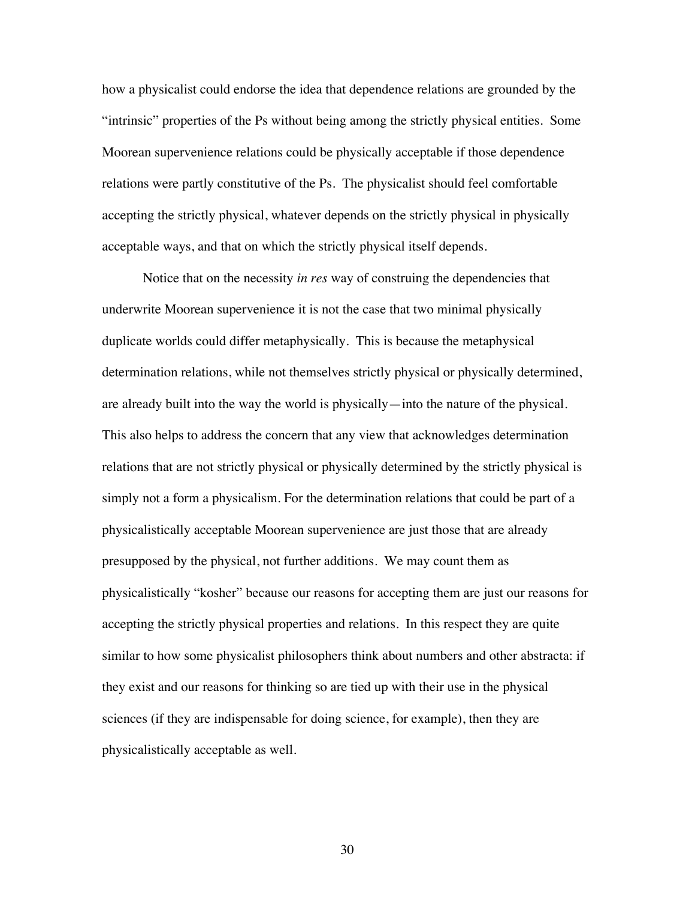how a physicalist could endorse the idea that dependence relations are grounded by the "intrinsic" properties of the Ps without being among the strictly physical entities. Some Moorean supervenience relations could be physically acceptable if those dependence relations were partly constitutive of the Ps. The physicalist should feel comfortable accepting the strictly physical, whatever depends on the strictly physical in physically acceptable ways, and that on which the strictly physical itself depends.

Notice that on the necessity *in res* way of construing the dependencies that underwrite Moorean supervenience it is not the case that two minimal physically duplicate worlds could differ metaphysically. This is because the metaphysical determination relations, while not themselves strictly physical or physically determined, are already built into the way the world is physically—into the nature of the physical. This also helps to address the concern that any view that acknowledges determination relations that are not strictly physical or physically determined by the strictly physical is simply not a form a physicalism. For the determination relations that could be part of a physicalistically acceptable Moorean supervenience are just those that are already presupposed by the physical, not further additions. We may count them as physicalistically "kosher" because our reasons for accepting them are just our reasons for accepting the strictly physical properties and relations. In this respect they are quite similar to how some physicalist philosophers think about numbers and other abstracta: if they exist and our reasons for thinking so are tied up with their use in the physical sciences (if they are indispensable for doing science, for example), then they are physicalistically acceptable as well.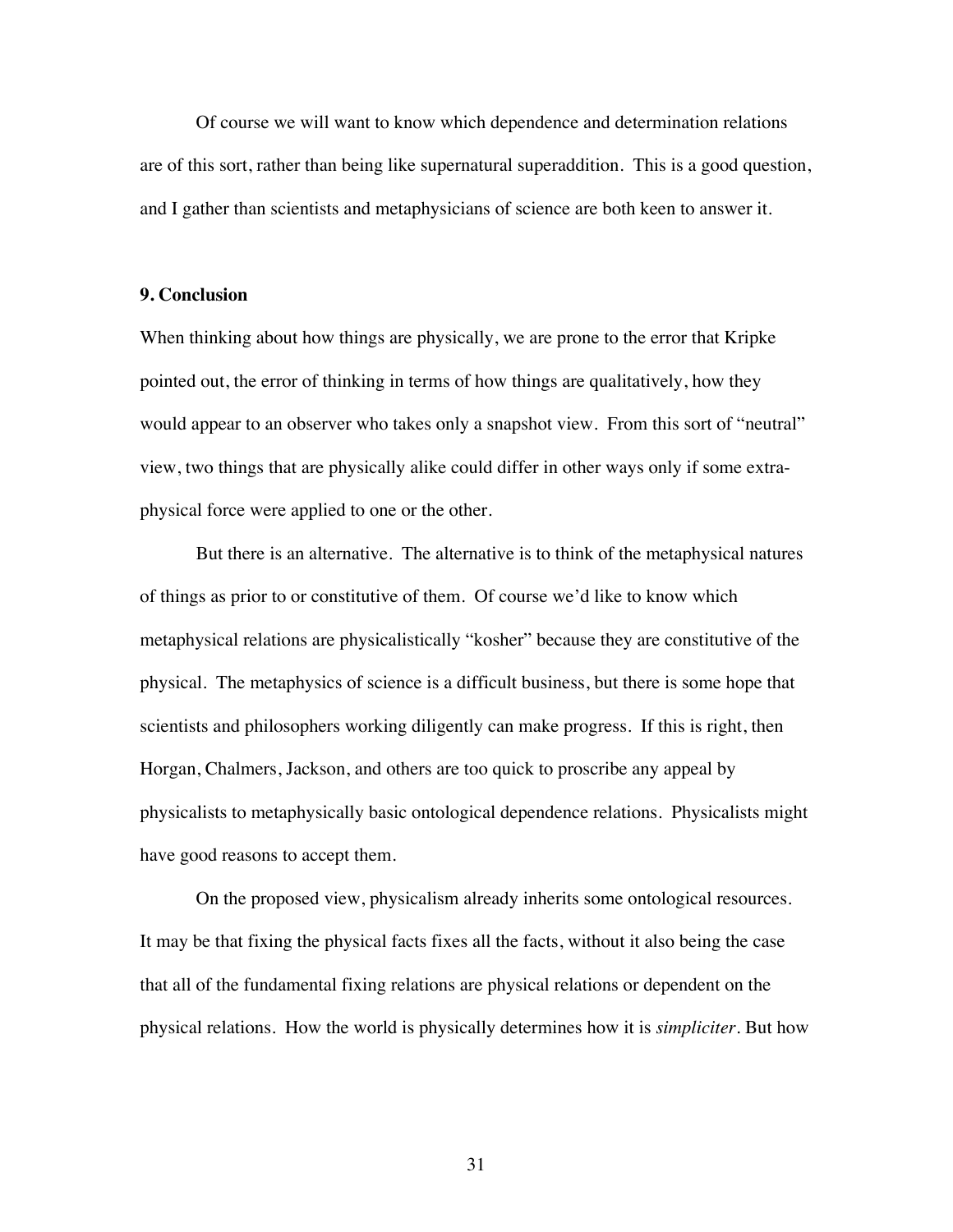Of course we will want to know which dependence and determination relations are of this sort, rather than being like supernatural superaddition. This is a good question, and I gather than scientists and metaphysicians of science are both keen to answer it.

## 9. Conclusion

When thinking about how things are physically, we are prone to the error that Kripke pointed out, the error of thinking in terms of how things are qualitatively, how they would appear to an observer who takes only a snapshot view. From this sort of "neutral" view, two things that are physically alike could differ in other ways only if some extra-physical force were applied to one or the other.

But there is an alternative. The alternative is to think of the metaphysical natures of things as prior to or constitutive of them. Of course we'd like to know which metaphysical relations are physicalistically "kosher" because they are constitutive of the physical. The metaphysics of science is a difficult business, but there is some hope that scientists and philosophers working diligently can make progress. If this is right, then Horgan, Chalmers, Jackson, and others are too quick to proscribe any appeal by physicalists to metaphysically basic ontological dependence relations. Physicalists might have good reasons to accept them.

On the proposed view, physicalism already inherits some ontological resources. It may be that fixing the physical facts fixes all the facts, without it also being the case that all of the fundamental fixing relations are physical relations or dependent on the physical relations. How the world is physically determines how it is *simpliciter*. But how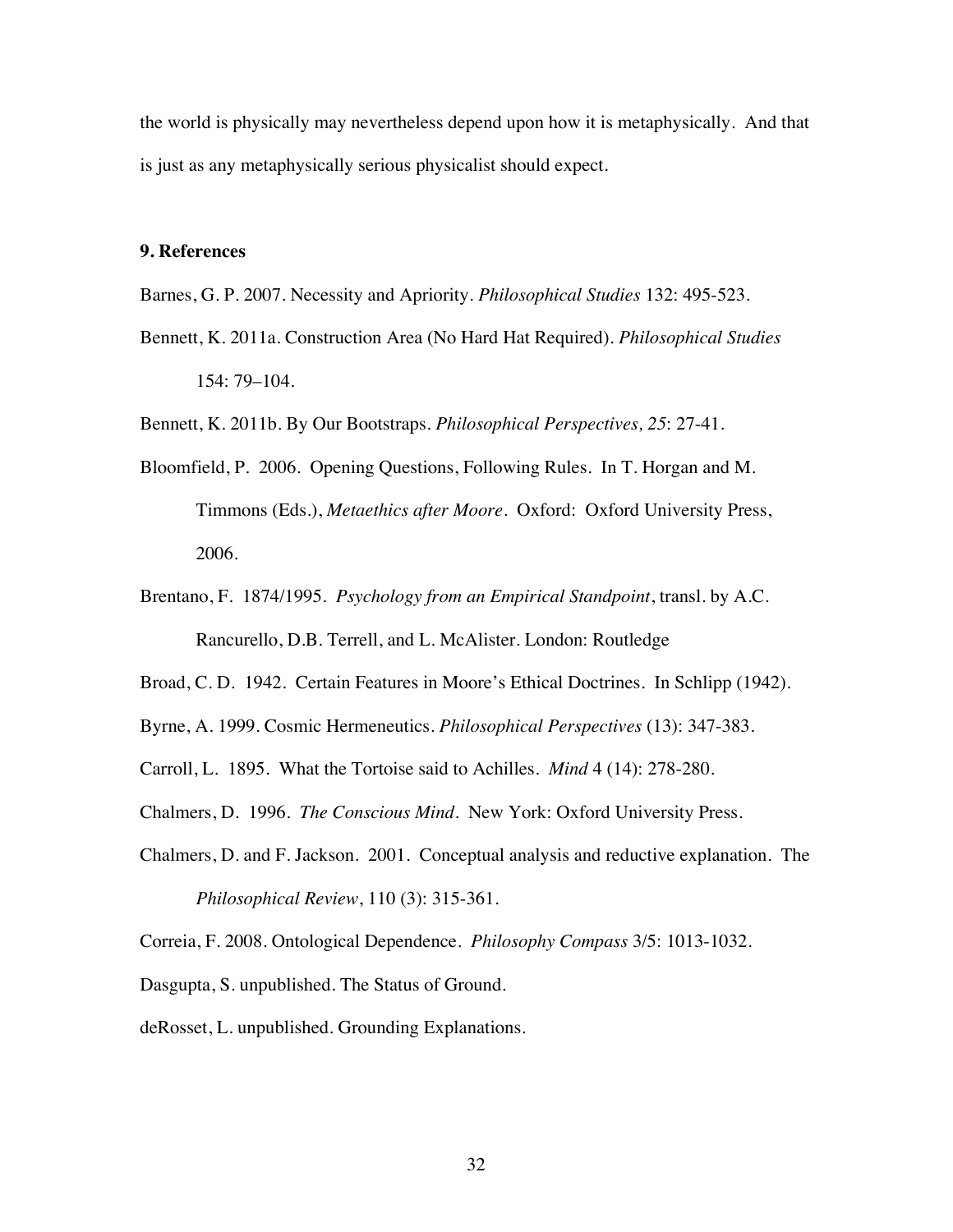the world is physically may nevertheless depend upon how it is metaphysically. And that is just as any metaphysically serious physicalist should expect.

## 9. References

Barnes, G. P. 2007. Necessity and Apriority. *Philosophical Studies* 132: 495-523.

Bennett, K. 2011a. Construction Area (No Hard Hat Required). *Philosophical Studies* 154: 79–104.

Bennett, K. 2011b. By Our Bootstraps. *Philosophical Perspectives, 25*: 27-41.

Bloomfield, P. 2006. Opening Questions, Following Rules. In T. Horgan and M. Timmons (Eds.), *Metaethics after Moore*. Oxford: Oxford University Press, 2006.

Brentano, F. 1874/1995. *Psychology from an Empirical Standpoint*, transl. by A.C. Rancurello, D.B. Terrell, and L. McAlister. London: Routledge

Broad, C. D. 1942. Certain Features in Moore's Ethical Doctrines. In Schlipp (1942).

Byrne, A. 1999. Cosmic Hermeneutics. *Philosophical Perspectives* (13): 347-383.

Carroll, L. 1895. What the Tortoise said to Achilles. *Mind* 4 (14): 278-280.

Chalmers, D. 1996. *The Conscious Mind*. New York: Oxford University Press.

Chalmers, D. and F. Jackson. 2001. Conceptual analysis and reductive explanation. The *Philosophical Review*, 110 (3): 315-361.

Correia, F. 2008. Ontological Dependence. *Philosophy Compass* 3/5: 1013-1032.

Dasgupta, S. unpublished. The Status of Ground.

deRosset, L. unpublished. Grounding Explanations.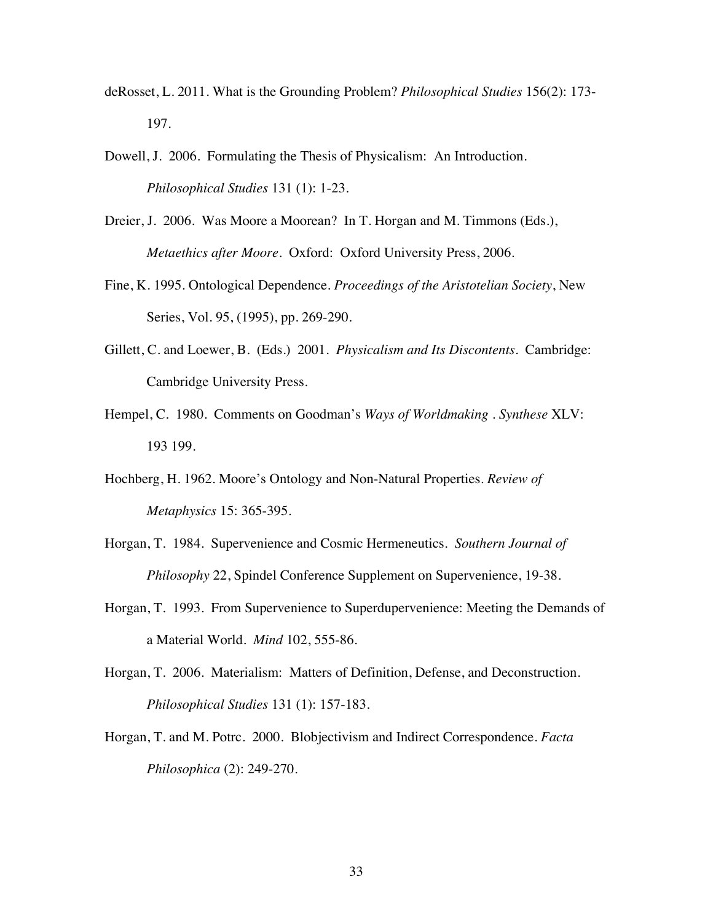deRosset, L. 2011. What is the Grounding Problem? *Philosophical Studies* 156(2): 173-197.

Dowell, J. 2006. Formulating the Thesis of Physicalism: An Introduction. *Philosophical Studies* 131 (1): 1-23.

Dreier, J. 2006. Was Moore a Moorean? In T. Horgan and M. Timmons (Eds.), *Metaethics after Moore*. Oxford: Oxford University Press, 2006.

Fine, K. 1995. Ontological Dependence. *Proceedings of the Aristotelian Society*, New Series, Vol. 95, (1995), pp. 269-290.

Gillett, C. and Loewer, B. (Eds.) 2001. *Physicalism and Its Discontents*. Cambridge: Cambridge University Press.

Hempel, C. 1980. Comments on Goodman's *Ways of Worldmaking* . *Synthese* XLV: 193 199.

Hochberg, H. 1962. Moore's Ontology and Non-Natural Properties. *Review of Metaphysics* 15: 365-395.

Horgan, T. 1984. Supervenience and Cosmic Hermeneutics. *Southern Journal of Philosophy* 22, Spindel Conference Supplement on Supervenience, 19-38.

Horgan, T. 1993. From Supervenience to Superdupervenience: Meeting the Demands of a Material World. *Mind* 102, 555-86.

Horgan, T. 2006. Materialism: Matters of Definition, Defense, and Deconstruction. *Philosophical Studies* 131 (1): 157-183.

Horgan, T. and M. Potrc. 2000. Blobjectivism and Indirect Correspondence. *Facta Philosophica* (2): 249-270.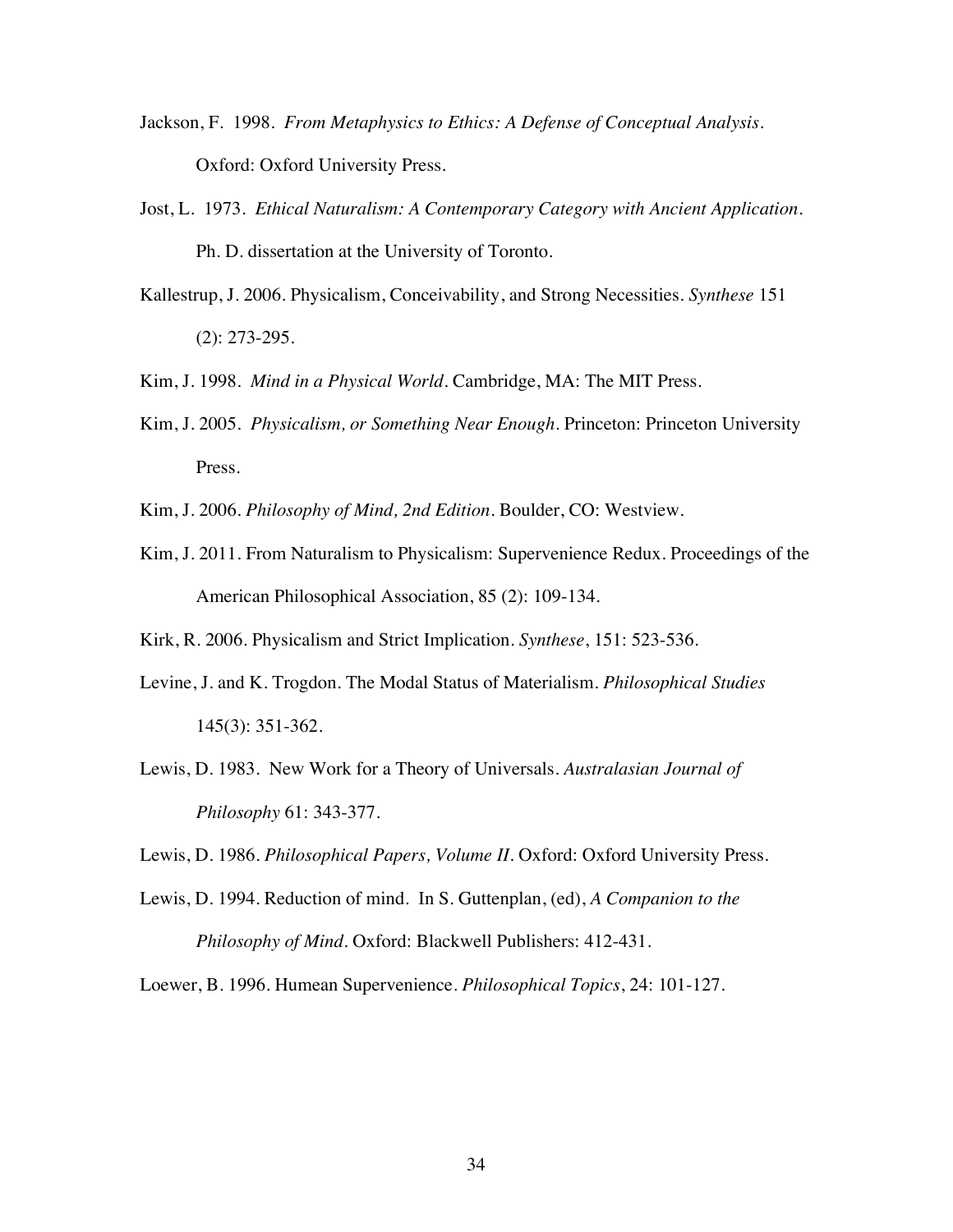Jackson, F. 1998. *From Metaphysics to Ethics: A Defense of Conceptual Analysis*. Oxford: Oxford University Press.

Jost, L. 1973. *Ethical Naturalism: A Contemporary Category with Ancient Application*. Ph. D. dissertation at the University of Toronto.

Kallestrup, J. 2006. Physicalism, Conceivability, and Strong Necessities. *Synthese* 151 (2): 273-295.

Kim, J. 1998. *Mind in a Physical World*. Cambridge, MA: The MIT Press.

Kim, J. 2005. *Physicalism, or Something Near Enough*. Princeton: Princeton University Press.

Kim, J. 2006. *Philosophy of Mind, 2nd Edition*. Boulder, CO: Westview.

Kim, J. 2011. From Naturalism to Physicalism: Supervenience Redux. Proceedings of the American Philosophical Association, 85 (2): 109-134.

Kirk, R. 2006. Physicalism and Strict Implication. *Synthese*, 151: 523-536.

Levine, J. and K. Trogdon. The Modal Status of Materialism. *Philosophical Studies* 145(3): 351-362.

Lewis, D. 1983. New Work for a Theory of Universals. *Australasian Journal of Philosophy* 61: 343-377.

Lewis, D. 1986. *Philosophical Papers, Volume II*. Oxford: Oxford University Press.

Lewis, D. 1994. Reduction of mind. In S. Guttenplan, (ed), *A Companion to the Philosophy of Mind*. Oxford: Blackwell Publishers: 412-431.

Loewer, B. 1996. Humean Supervenience. *Philosophical Topics*, 24: 101-127.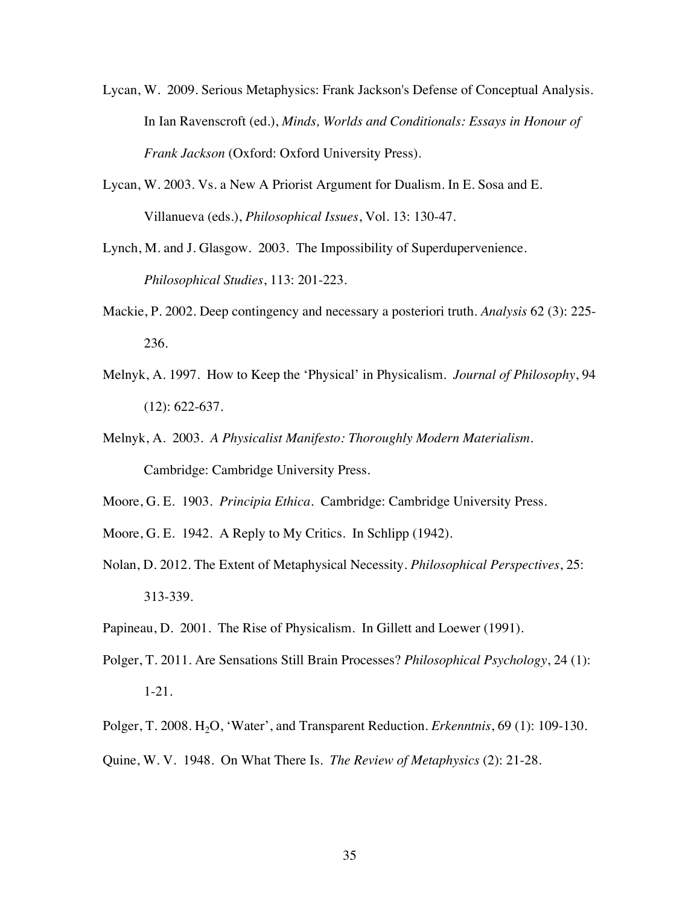Lycan, W. 2009. Serious Metaphysics: Frank Jackson's Defense of Conceptual Analysis. In Ian Ravenscroft (ed.), *Minds, Worlds and Conditionals: Essays in Honour of Frank Jackson* (Oxford: Oxford University Press).

Lycan, W. 2003. Vs. a New A Priorist Argument for Dualism. In E. Sosa and E. Villanueva (eds.), *Philosophical Issues*, Vol. 13: 130-47.

Lynch, M. and J. Glasgow. 2003. The Impossibility of Superdupervenience. *Philosophical Studies*, 113: 201-223.

Mackie, P. 2002. Deep contingency and necessary a posteriori truth. *Analysis* 62 (3): 225-236.

Melnyk, A. 1997. How to Keep the 'Physical' in Physicalism. *Journal of Philosophy*, 94 (12): 622-637.

Melnyk, A. 2003. *A Physicalist Manifesto: Thoroughly Modern Materialism*. Cambridge: Cambridge University Press.

Moore, G. E. 1903. *Principia Ethica*. Cambridge: Cambridge University Press.

Moore, G. E. 1942. A Reply to My Critics. In Schlipp (1942).

Nolan, D. 2012. The Extent of Metaphysical Necessity. *Philosophical Perspectives*, 25: 313-339.

Papineau, D. 2001. The Rise of Physicalism. In Gillett and Loewer (1991).

Polger, T. 2011. Are Sensations Still Brain Processes? *Philosophical Psychology*, 24 (1): 1-21.

Polger, T. 2008. $H_2O$, 'Water', and Transparent Reduction. *Erkenntnis*, 69 (1): 109-130.

Quine, W. V. 1948. On What There Is. *The Review of Metaphysics* (2): 21-28.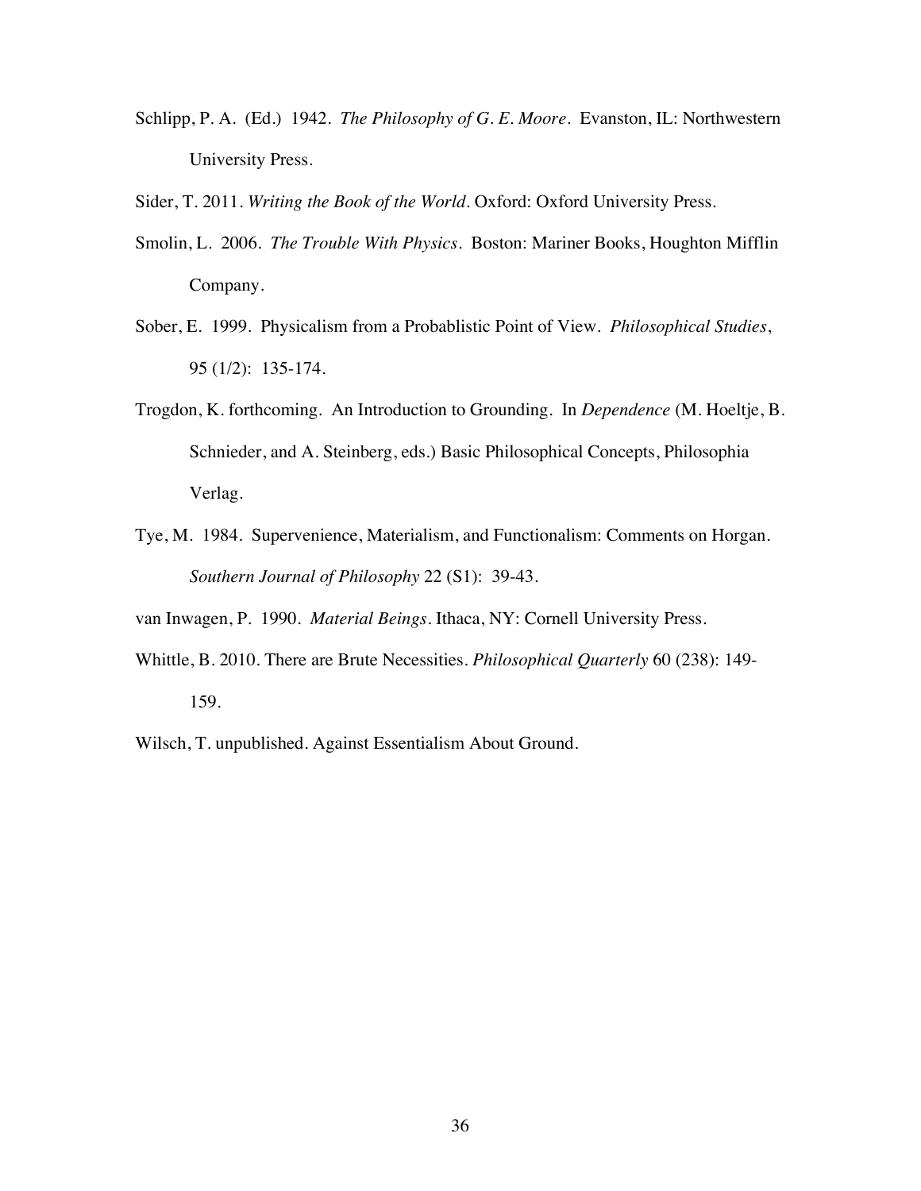Schlipp, P. A. (Ed.) 1942. *The Philosophy of G. E. Moore*. Evanston, IL: Northwestern University Press.

Sider, T. 2011. *Writing the Book of the World*. Oxford: Oxford University Press.

Smolin, L. 2006. *The Trouble With Physics*. Boston: Mariner Books, Houghton Mifflin Company.

Sober, E. 1999. Physicalism from a Probablistic Point of View. *Philosophical Studies*, 95 (1/2): 135-174.

Trogdon, K. forthcoming. An Introduction to Grounding. In *Dependence* (M. Hoeltje, B. Schnieder, and A. Steinberg, eds.) Basic Philosophical Concepts, Philosophia Verlag.

Tye, M. 1984. Supervenience, Materialism, and Functionalism: Comments on Horgan. *Southern Journal of Philosophy* 22 (S1): 39-43.

van Inwagen, P. 1990. *Material Beings*. Ithaca, NY: Cornell University Press.

Whittle, B. 2010. There are Brute Necessities. *Philosophical Quarterly* 60 (238): 149-159.

Wilsch, T. unpublished. Against Essentialism About Ground.